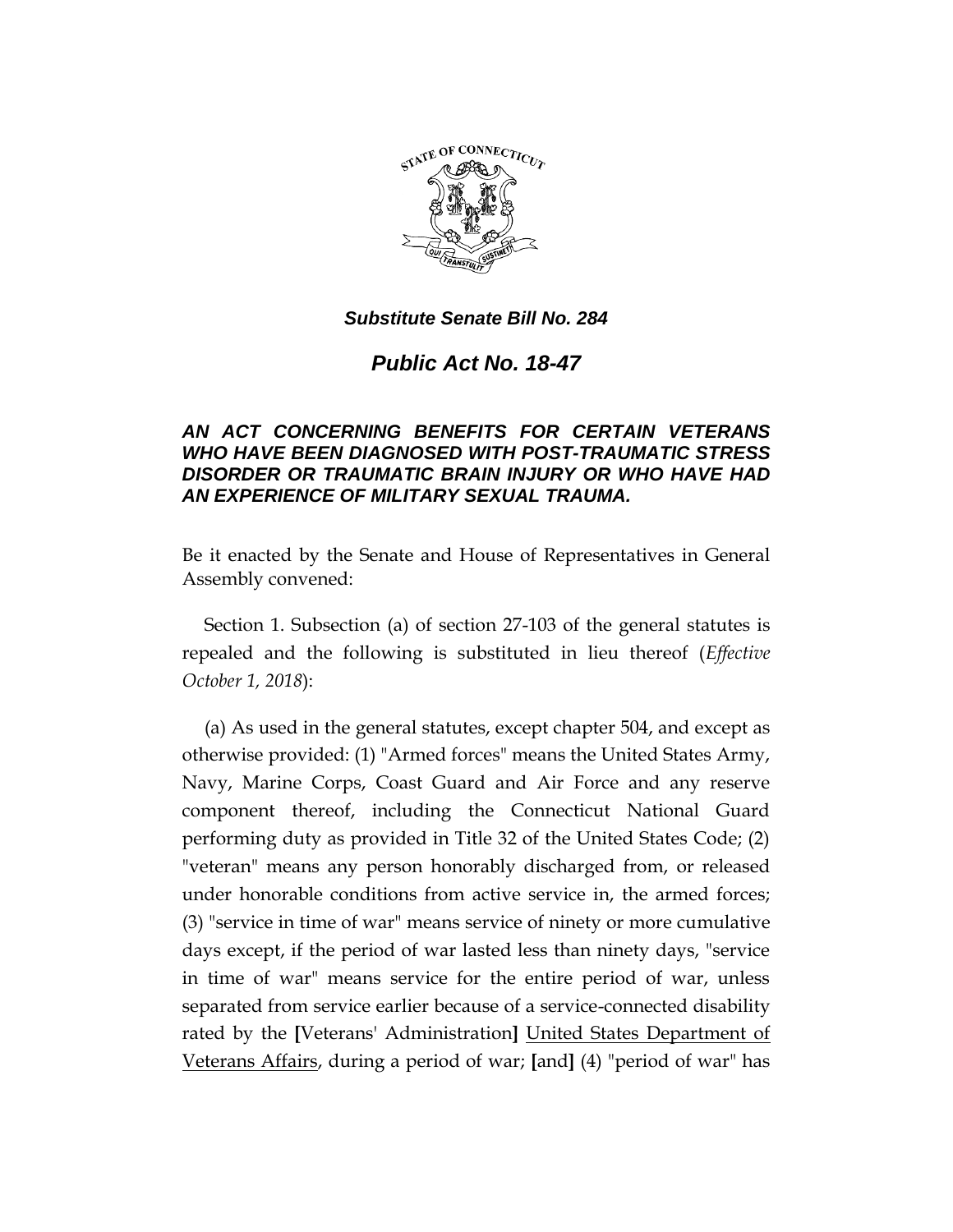***Substitute Senate Bill No. 284***

# *Public Act No. 18-47*

***AN ACT CONCERNING BENEFITS FOR CERTAIN VETERANS WHO HAVE BEEN DIAGNOSED WITH POST-TRAUMATIC STRESS DISORDER OR TRAUMATIC BRAIN INJURY OR WHO HAVE HAD AN EXPERIENCE OF MILITARY SEXUAL TRAUMA.***

Be it enacted by the Senate and House of Representatives in General Assembly convened:

Section 1. Subsection (a) of section 27-103 of the general statutes is repealed and the following is substituted in lieu thereof (*Effective October 1, 2018*):

(a) As used in the general statutes, except chapter 504, and except as otherwise provided: (1) "Armed forces" means the United States Army, Navy, Marine Corps, Coast Guard and Air Force and any reserve component thereof, including the Connecticut National Guard performing duty as provided in Title 32 of the United States Code; (2) "veteran" means any person honorably discharged from, or released under honorable conditions from active service in, the armed forces; (3) "service in time of war" means service of ninety or more cumulative days except, if the period of war lasted less than ninety days, "service in time of war" means service for the entire period of war, unless separated from service earlier because of a service-connected disability rated by the **[**Veterans' Administration**]** <u>United States Department of Veterans Affairs</u>, during a period of war; **[**and**]** (4) "period of war" has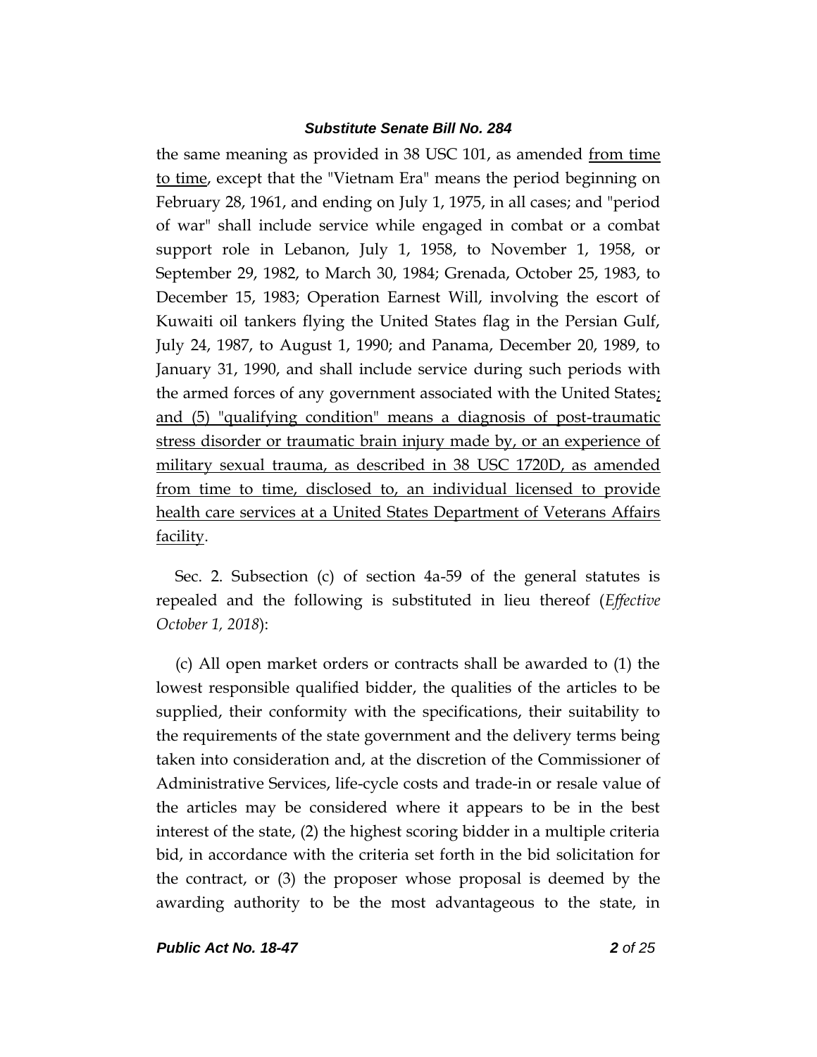the same meaning as provided in 38 USC 101, as amended <u>from time to time</u>, except that the "Vietnam Era" means the period beginning on February 28, 1961, and ending on July 1, 1975, in all cases; and "period of war" shall include service while engaged in combat or a combat support role in Lebanon, July 1, 1958, to November 1, 1958, or September 29, 1982, to March 30, 1984; Grenada, October 25, 1983, to December 15, 1983; Operation Earnest Will, involving the escort of Kuwaiti oil tankers flying the United States flag in the Persian Gulf, July 24, 1987, to August 1, 1990; and Panama, December 20, 1989, to January 31, 1990, and shall include service during such periods with the armed forces of any government associated with the United States<u>; and (5) "qualifying condition" means a diagnosis of post-traumatic stress disorder or traumatic brain injury made by, or an experience of military sexual trauma, as described in 38 USC 1720D, as amended from time to time, disclosed to, an individual licensed to provide health care services at a United States Department of Veterans Affairs facility</u>.

Sec. 2. Subsection (c) of section 4a-59 of the general statutes is repealed and the following is substituted in lieu thereof (*Effective October 1, 2018*):

(c) All open market orders or contracts shall be awarded to (1) the lowest responsible qualified bidder, the qualities of the articles to be supplied, their conformity with the specifications, their suitability to the requirements of the state government and the delivery terms being taken into consideration and, at the discretion of the Commissioner of Administrative Services, life-cycle costs and trade-in or resale value of the articles may be considered where it appears to be in the best interest of the state, (2) the highest scoring bidder in a multiple criteria bid, in accordance with the criteria set forth in the bid solicitation for the contract, or (3) the proposer whose proposal is deemed by the awarding authority to be the most advantageous to the state, in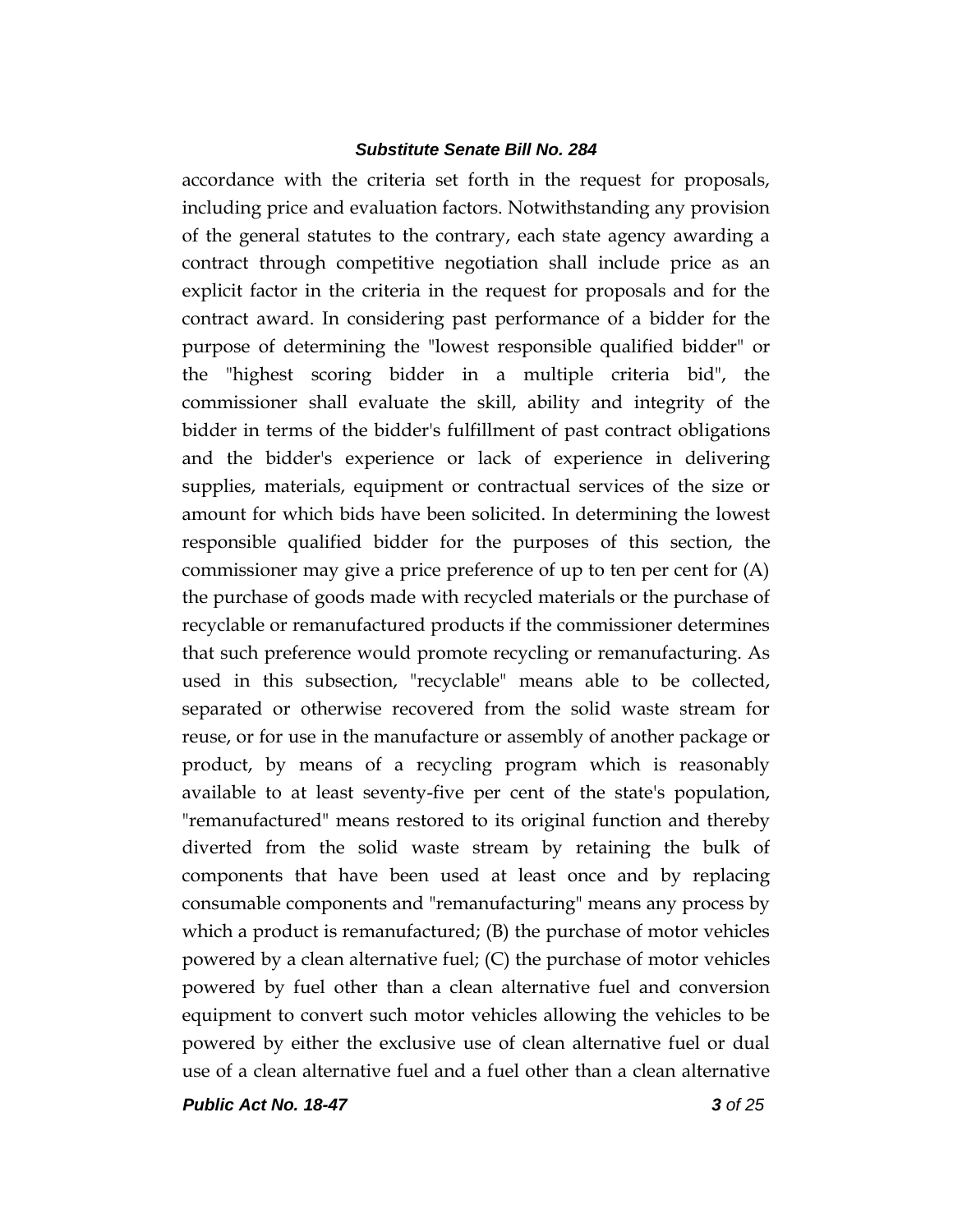accordance with the criteria set forth in the request for proposals, including price and evaluation factors. Notwithstanding any provision of the general statutes to the contrary, each state agency awarding a contract through competitive negotiation shall include price as an explicit factor in the criteria in the request for proposals and for the contract award. In considering past performance of a bidder for the purpose of determining the "lowest responsible qualified bidder" or the "highest scoring bidder in a multiple criteria bid", the commissioner shall evaluate the skill, ability and integrity of the bidder in terms of the bidder's fulfillment of past contract obligations and the bidder's experience or lack of experience in delivering supplies, materials, equipment or contractual services of the size or amount for which bids have been solicited. In determining the lowest responsible qualified bidder for the purposes of this section, the commissioner may give a price preference of up to ten per cent for (A) the purchase of goods made with recycled materials or the purchase of recyclable or remanufactured products if the commissioner determines that such preference would promote recycling or remanufacturing. As used in this subsection, "recyclable" means able to be collected, separated or otherwise recovered from the solid waste stream for reuse, or for use in the manufacture or assembly of another package or product, by means of a recycling program which is reasonably available to at least seventy-five per cent of the state's population, "remanufactured" means restored to its original function and thereby diverted from the solid waste stream by retaining the bulk of components that have been used at least once and by replacing consumable components and "remanufacturing" means any process by which a product is remanufactured; (B) the purchase of motor vehicles powered by a clean alternative fuel; (C) the purchase of motor vehicles powered by fuel other than a clean alternative fuel and conversion equipment to convert such motor vehicles allowing the vehicles to be powered by either the exclusive use of clean alternative fuel or dual use of a clean alternative fuel and a fuel other than a clean alternative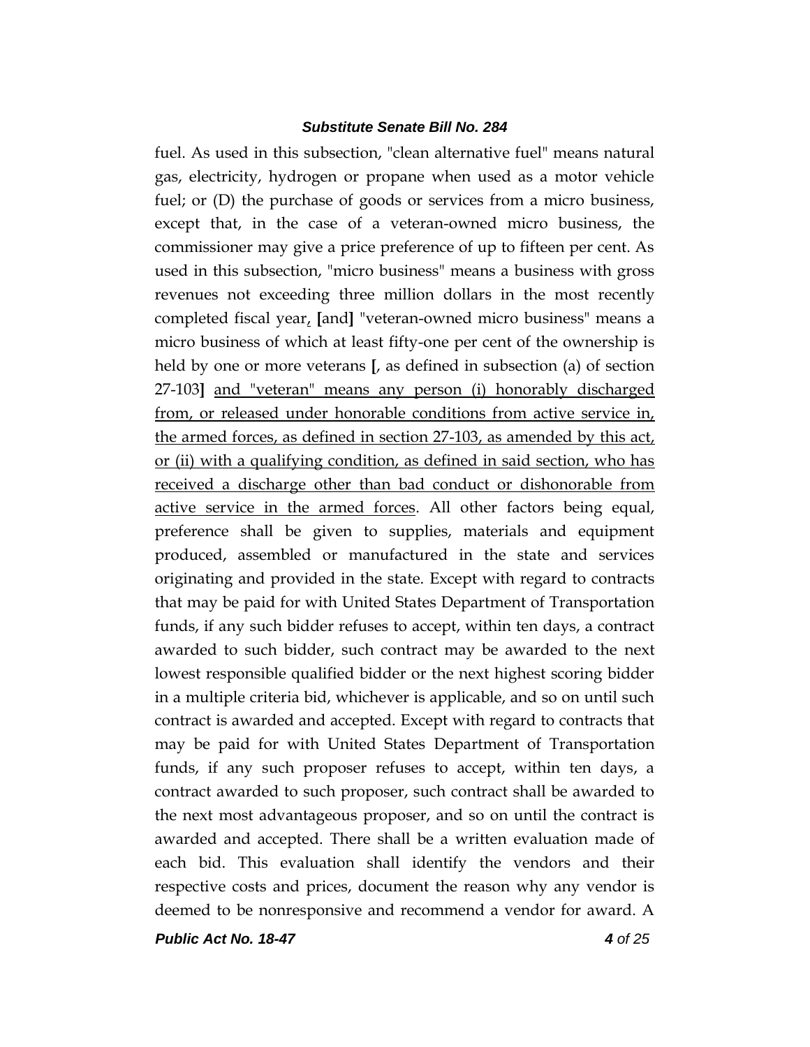fuel. As used in this subsection, "clean alternative fuel" means natural gas, electricity, hydrogen or propane when used as a motor vehicle fuel; or (D) the purchase of goods or services from a micro business, except that, in the case of a veteran-owned micro business, the commissioner may give a price preference of up to fifteen per cent. As used in this subsection, "micro business" means a business with gross revenues not exceeding three million dollars in the most recently completed fiscal year<u>,</u> **[**and**]** "veteran-owned micro business" means a micro business of which at least fifty-one per cent of the ownership is held by one or more veterans **[**, as defined in subsection (a) of section 27-103**]** <u>and "veteran" means any person (i) honorably discharged from, or released under honorable conditions from active service in, the armed forces, as defined in section 27-103, as amended by this act, or (ii) with a qualifying condition, as defined in said section, who has received a discharge other than bad conduct or dishonorable from active service in the armed forces</u>. All other factors being equal, preference shall be given to supplies, materials and equipment produced, assembled or manufactured in the state and services originating and provided in the state. Except with regard to contracts that may be paid for with United States Department of Transportation funds, if any such bidder refuses to accept, within ten days, a contract awarded to such bidder, such contract may be awarded to the next lowest responsible qualified bidder or the next highest scoring bidder in a multiple criteria bid, whichever is applicable, and so on until such contract is awarded and accepted. Except with regard to contracts that may be paid for with United States Department of Transportation funds, if any such proposer refuses to accept, within ten days, a contract awarded to such proposer, such contract shall be awarded to the next most advantageous proposer, and so on until the contract is awarded and accepted. There shall be a written evaluation made of each bid. This evaluation shall identify the vendors and their respective costs and prices, document the reason why any vendor is deemed to be nonresponsive and recommend a vendor for award. A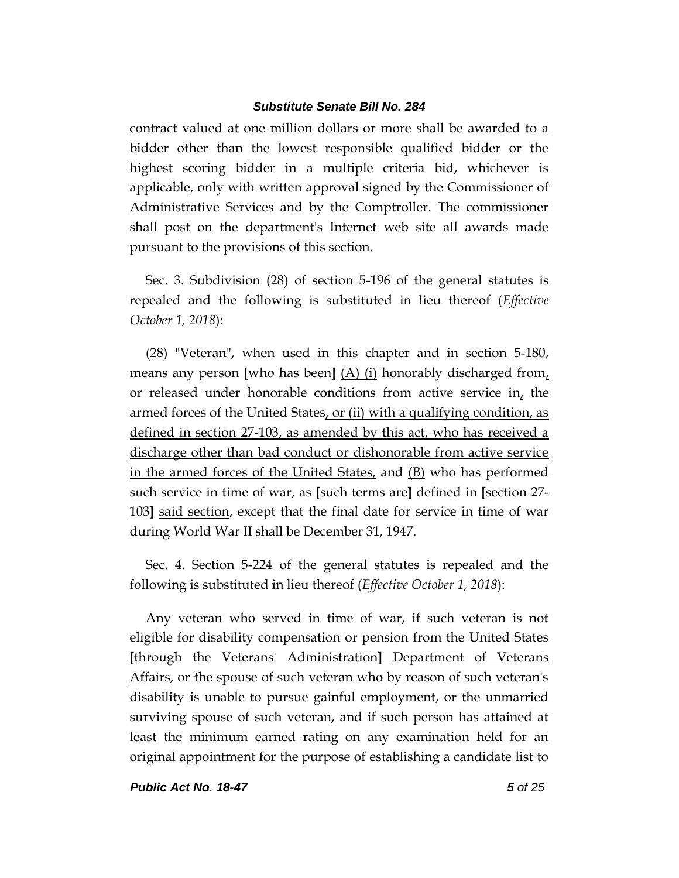contract valued at one million dollars or more shall be awarded to a bidder other than the lowest responsible qualified bidder or the highest scoring bidder in a multiple criteria bid, whichever is applicable, only with written approval signed by the Commissioner of Administrative Services and by the Comptroller. The commissioner shall post on the department's Internet web site all awards made pursuant to the provisions of this section.

Sec. 3. Subdivision (28) of section 5-196 of the general statutes is repealed and the following is substituted in lieu thereof (*Effective October 1, 2018*):

(28) "Veteran", when used in this chapter and in section 5-180, means any person **[**who has been**]** <u>(A) (i)</u> honorably discharged from<u>,</u> or released under honorable conditions from active service in<u>,</u> the armed forces of the United States<u>, or (ii) with a qualifying condition, as defined in section 27-103, as amended by this act, who has received a discharge other than bad conduct or dishonorable from active service in the armed forces of the United States,</u> and <u>(B)</u> who has performed such service in time of war, as **[**such terms are**]** defined in **[**section 27-103**]** <u>said section</u>, except that the final date for service in time of war during World War II shall be December 31, 1947.

Sec. 4. Section 5-224 of the general statutes is repealed and the following is substituted in lieu thereof (*Effective October 1, 2018*):

Any veteran who served in time of war, if such veteran is not eligible for disability compensation or pension from the United States **[**through the Veterans' Administration**]** <u>Department of Veterans Affairs</u>, or the spouse of such veteran who by reason of such veteran's disability is unable to pursue gainful employment, or the unmarried surviving spouse of such veteran, and if such person has attained at least the minimum earned rating on any examination held for an original appointment for the purpose of establishing a candidate list to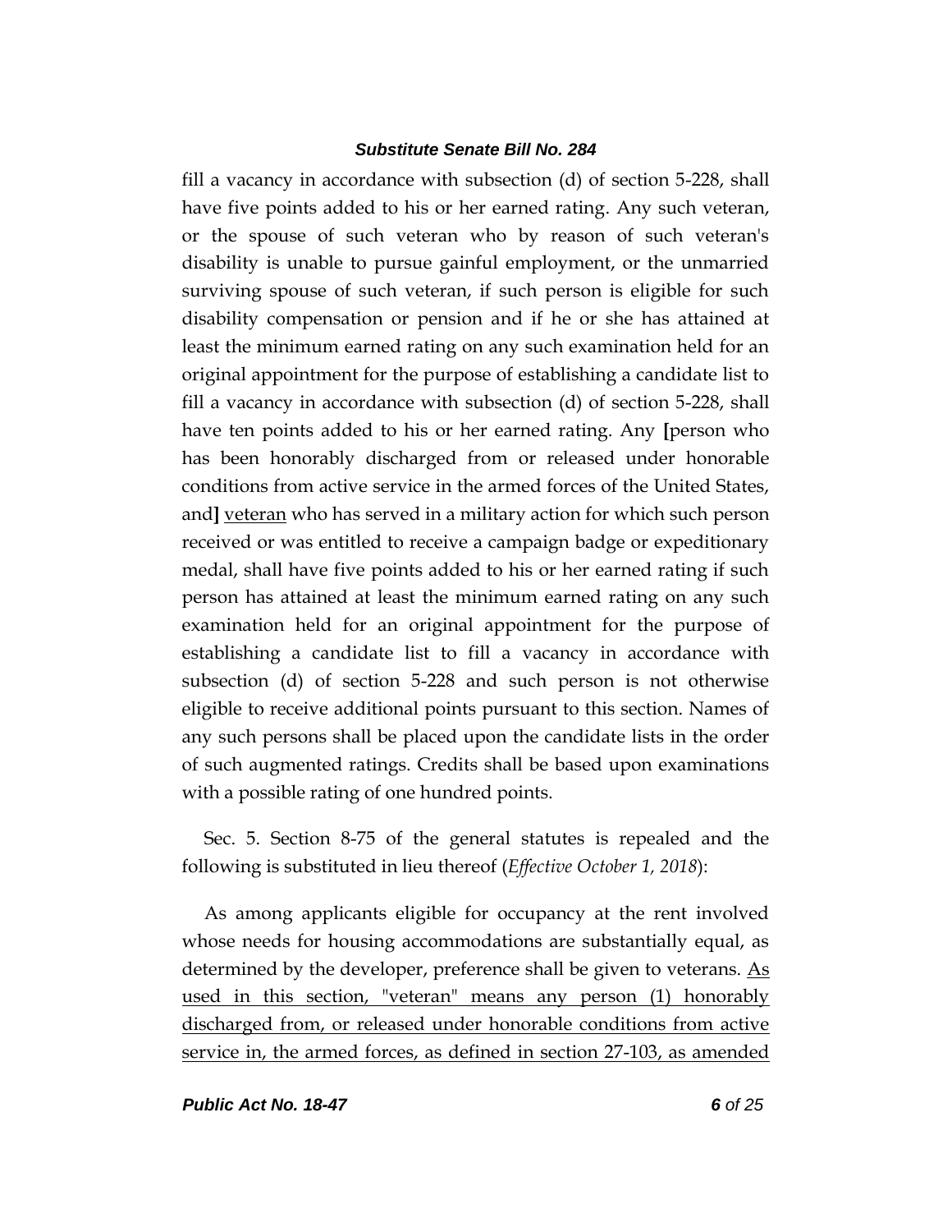fill a vacancy in accordance with subsection (d) of section 5-228, shall have five points added to his or her earned rating. Any such veteran, or the spouse of such veteran who by reason of such veteran's disability is unable to pursue gainful employment, or the unmarried surviving spouse of such veteran, if such person is eligible for such disability compensation or pension and if he or she has attained at least the minimum earned rating on any such examination held for an original appointment for the purpose of establishing a candidate list to fill a vacancy in accordance with subsection (d) of section 5-228, shall have ten points added to his or her earned rating. Any **[**person who has been honorably discharged from or released under honorable conditions from active service in the armed forces of the United States, and**]** <u>veteran</u> who has served in a military action for which such person received or was entitled to receive a campaign badge or expeditionary medal, shall have five points added to his or her earned rating if such person has attained at least the minimum earned rating on any such examination held for an original appointment for the purpose of establishing a candidate list to fill a vacancy in accordance with subsection (d) of section 5-228 and such person is not otherwise eligible to receive additional points pursuant to this section. Names of any such persons shall be placed upon the candidate lists in the order of such augmented ratings. Credits shall be based upon examinations with a possible rating of one hundred points.

Sec. 5. Section 8-75 of the general statutes is repealed and the following is substituted in lieu thereof (*Effective October 1, 2018*):

As among applicants eligible for occupancy at the rent involved whose needs for housing accommodations are substantially equal, as determined by the developer, preference shall be given to veterans. <u>As used in this section, "veteran" means any person (1) honorably discharged from, or released under honorable conditions from active service in, the armed forces, as defined in section 27-103, as amended</u>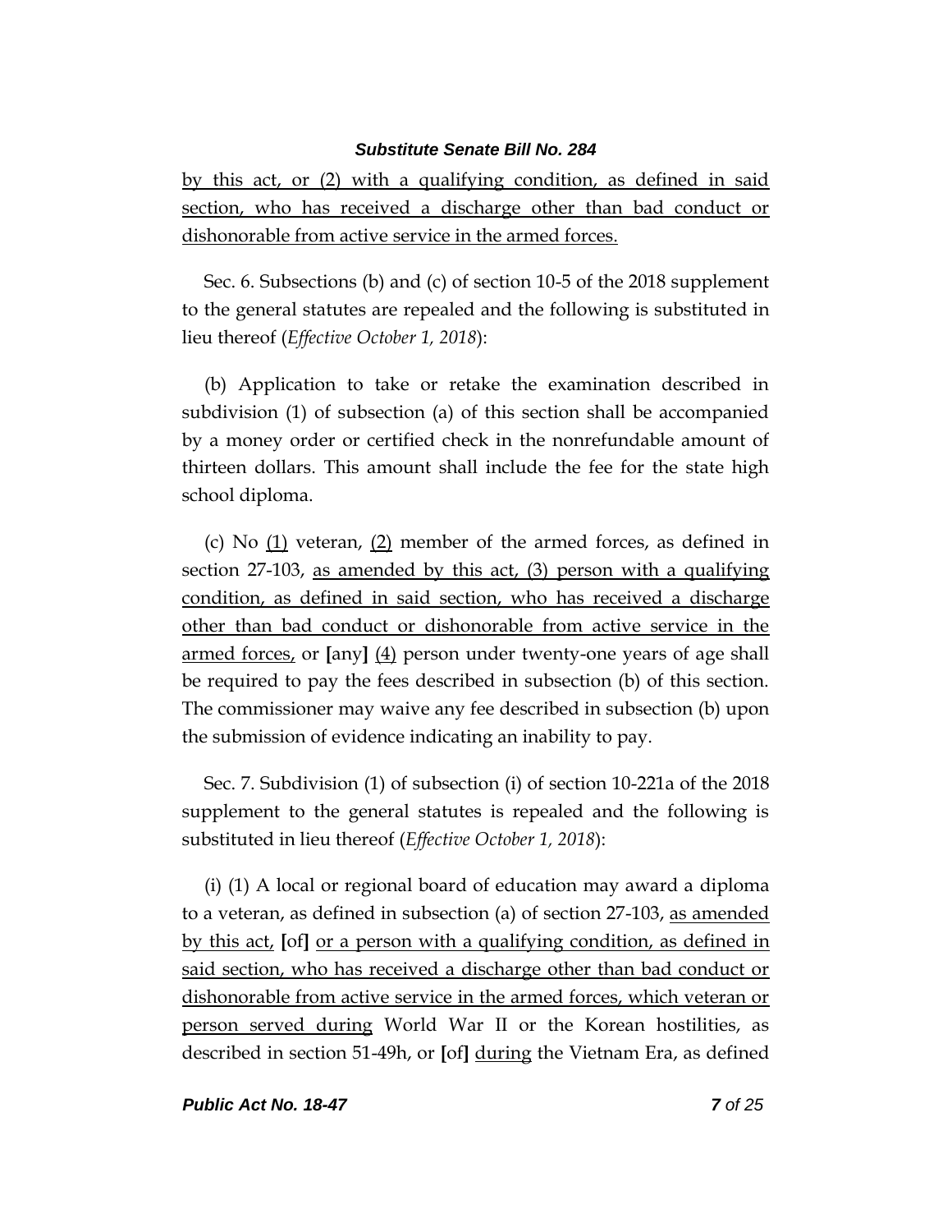by this act, or (2) with a qualifying condition, as defined in said section, who has received a discharge other than bad conduct or dishonorable from active service in the armed forces.

Sec. 6. Subsections (b) and (c) of section 10-5 of the 2018 supplement to the general statutes are repealed and the following is substituted in lieu thereof (*Effective October 1, 2018*):

(b) Application to take or retake the examination described in subdivision (1) of subsection (a) of this section shall be accompanied by a money order or certified check in the nonrefundable amount of thirteen dollars. This amount shall include the fee for the state high school diploma.

(c) No (1) veteran, (2) member of the armed forces, as defined in section 27-103, as amended by this act, (3) person with a qualifying condition, as defined in said section, who has received a discharge other than bad conduct or dishonorable from active service in the armed forces, or [any] (4) person under twenty-one years of age shall be required to pay the fees described in subsection (b) of this section. The commissioner may waive any fee described in subsection (b) upon the submission of evidence indicating an inability to pay.

Sec. 7. Subdivision (1) of subsection (i) of section 10-221a of the 2018 supplement to the general statutes is repealed and the following is substituted in lieu thereof (*Effective October 1, 2018*):

(i) (1) A local or regional board of education may award a diploma to a veteran, as defined in subsection (a) of section 27-103, as amended by this act, [of] or a person with a qualifying condition, as defined in said section, who has received a discharge other than bad conduct or dishonorable from active service in the armed forces, which veteran or person served during World War II or the Korean hostilities, as described in section 51-49h, or [of] during the Vietnam Era, as defined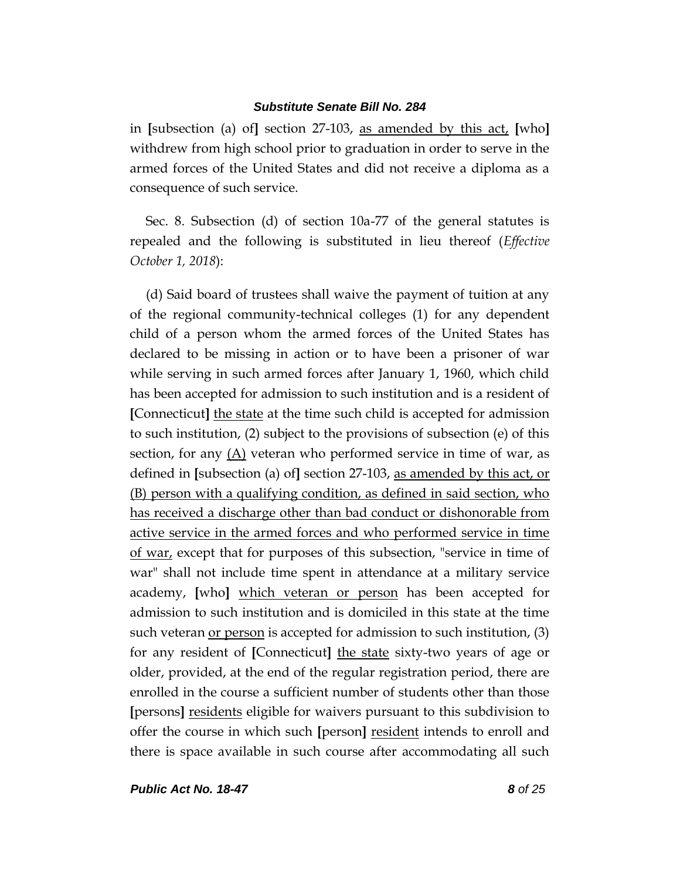in [subsection (a) of] section 27-103, as amended by this act, [who] withdrew from high school prior to graduation in order to serve in the armed forces of the United States and did not receive a diploma as a consequence of such service.

Sec. 8. Subsection (d) of section 10a-77 of the general statutes is repealed and the following is substituted in lieu thereof (*Effective October 1, 2018*):

(d) Said board of trustees shall waive the payment of tuition at any of the regional community-technical colleges (1) for any dependent child of a person whom the armed forces of the United States has declared to be missing in action or to have been a prisoner of war while serving in such armed forces after January 1, 1960, which child has been accepted for admission to such institution and is a resident of [Connecticut] the state at the time such child is accepted for admission to such institution, (2) subject to the provisions of subsection (e) of this section, for any (A) veteran who performed service in time of war, as defined in [subsection (a) of] section 27-103, as amended by this act, or (B) person with a qualifying condition, as defined in said section, who has received a discharge other than bad conduct or dishonorable from active service in the armed forces and who performed service in time of war, except that for purposes of this subsection, "service in time of war" shall not include time spent in attendance at a military service academy, [who] which veteran or person has been accepted for admission to such institution and is domiciled in this state at the time such veteran or person is accepted for admission to such institution, (3) for any resident of [Connecticut] the state sixty-two years of age or older, provided, at the end of the regular registration period, there are enrolled in the course a sufficient number of students other than those [persons] residents eligible for waivers pursuant to this subdivision to offer the course in which such [person] resident intends to enroll and there is space available in such course after accommodating all such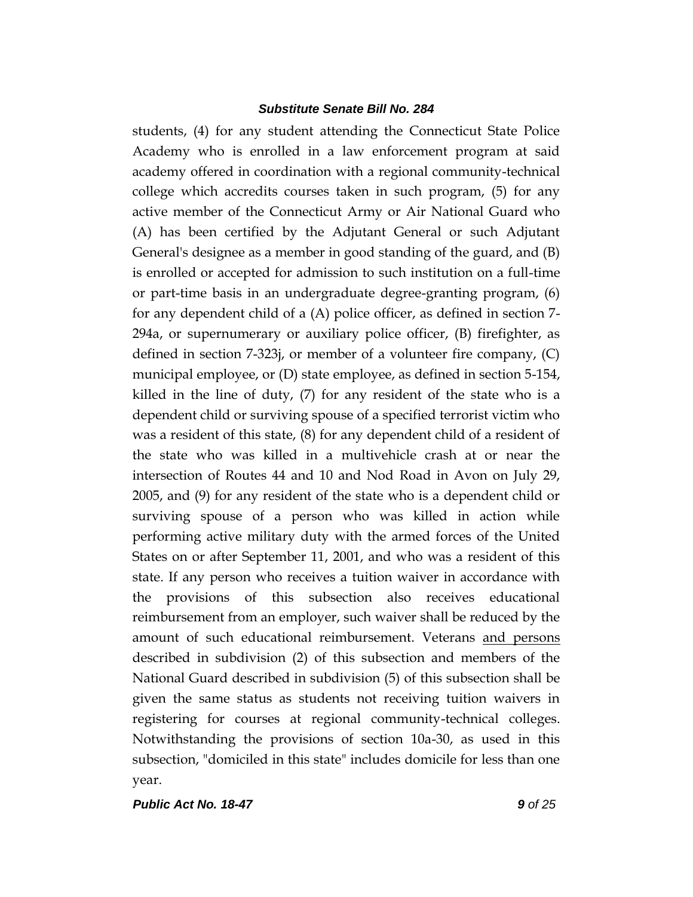students, (4) for any student attending the Connecticut State Police Academy who is enrolled in a law enforcement program at said academy offered in coordination with a regional community-technical college which accredits courses taken in such program, (5) for any active member of the Connecticut Army or Air National Guard who (A) has been certified by the Adjutant General or such Adjutant General's designee as a member in good standing of the guard, and (B) is enrolled or accepted for admission to such institution on a full-time or part-time basis in an undergraduate degree-granting program, (6) for any dependent child of a (A) police officer, as defined in section 7-294a, or supernumerary or auxiliary police officer, (B) firefighter, as defined in section 7-323j, or member of a volunteer fire company, (C) municipal employee, or (D) state employee, as defined in section 5-154, killed in the line of duty, (7) for any resident of the state who is a dependent child or surviving spouse of a specified terrorist victim who was a resident of this state, (8) for any dependent child of a resident of the state who was killed in a multivehicle crash at or near the intersection of Routes 44 and 10 and Nod Road in Avon on July 29, 2005, and (9) for any resident of the state who is a dependent child or surviving spouse of a person who was killed in action while performing active military duty with the armed forces of the United States on or after September 11, 2001, and who was a resident of this state. If any person who receives a tuition waiver in accordance with the provisions of this subsection also receives educational reimbursement from an employer, such waiver shall be reduced by the amount of such educational reimbursement. Veterans <u>and persons</u> described in subdivision (2) of this subsection and members of the National Guard described in subdivision (5) of this subsection shall be given the same status as students not receiving tuition waivers in registering for courses at regional community-technical colleges. Notwithstanding the provisions of section 10a-30, as used in this subsection, "domiciled in this state" includes domicile for less than one year.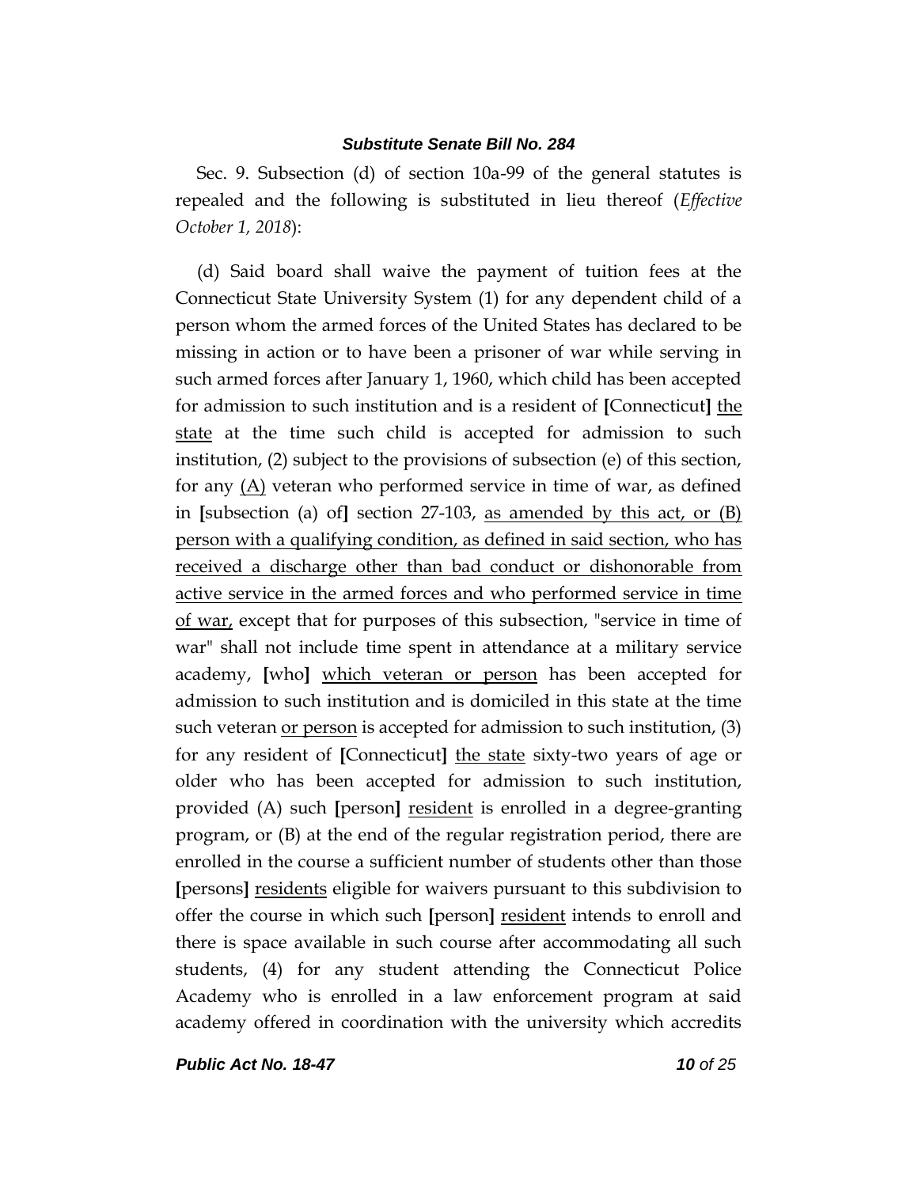Sec. 9. Subsection (d) of section 10a-99 of the general statutes is repealed and the following is substituted in lieu thereof (*Effective October 1, 2018*):

(d) Said board shall waive the payment of tuition fees at the Connecticut State University System (1) for any dependent child of a person whom the armed forces of the United States has declared to be missing in action or to have been a prisoner of war while serving in such armed forces after January 1, 1960, which child has been accepted for admission to such institution and is a resident of **[**Connecticut**]** <u>the state</u> at the time such child is accepted for admission to such institution, (2) subject to the provisions of subsection (e) of this section, for any <u>(A)</u> veteran who performed service in time of war, as defined in **[**subsection (a) of**]** section 27-103, <u>as amended by this act, or (B) person with a qualifying condition, as defined in said section, who has received a discharge other than bad conduct or dishonorable from active service in the armed forces and who performed service in time of war,</u> except that for purposes of this subsection, "service in time of war" shall not include time spent in attendance at a military service academy, **[**who**]** <u>which veteran or person</u> has been accepted for admission to such institution and is domiciled in this state at the time such veteran <u>or person</u> is accepted for admission to such institution, (3) for any resident of **[**Connecticut**]** <u>the state</u> sixty-two years of age or older who has been accepted for admission to such institution, provided (A) such **[**person**]** <u>resident</u> is enrolled in a degree-granting program, or (B) at the end of the regular registration period, there are enrolled in the course a sufficient number of students other than those **[**persons**]** <u>residents</u> eligible for waivers pursuant to this subdivision to offer the course in which such **[**person**]** <u>resident</u> intends to enroll and there is space available in such course after accommodating all such students, (4) for any student attending the Connecticut Police Academy who is enrolled in a law enforcement program at said academy offered in coordination with the university which accredits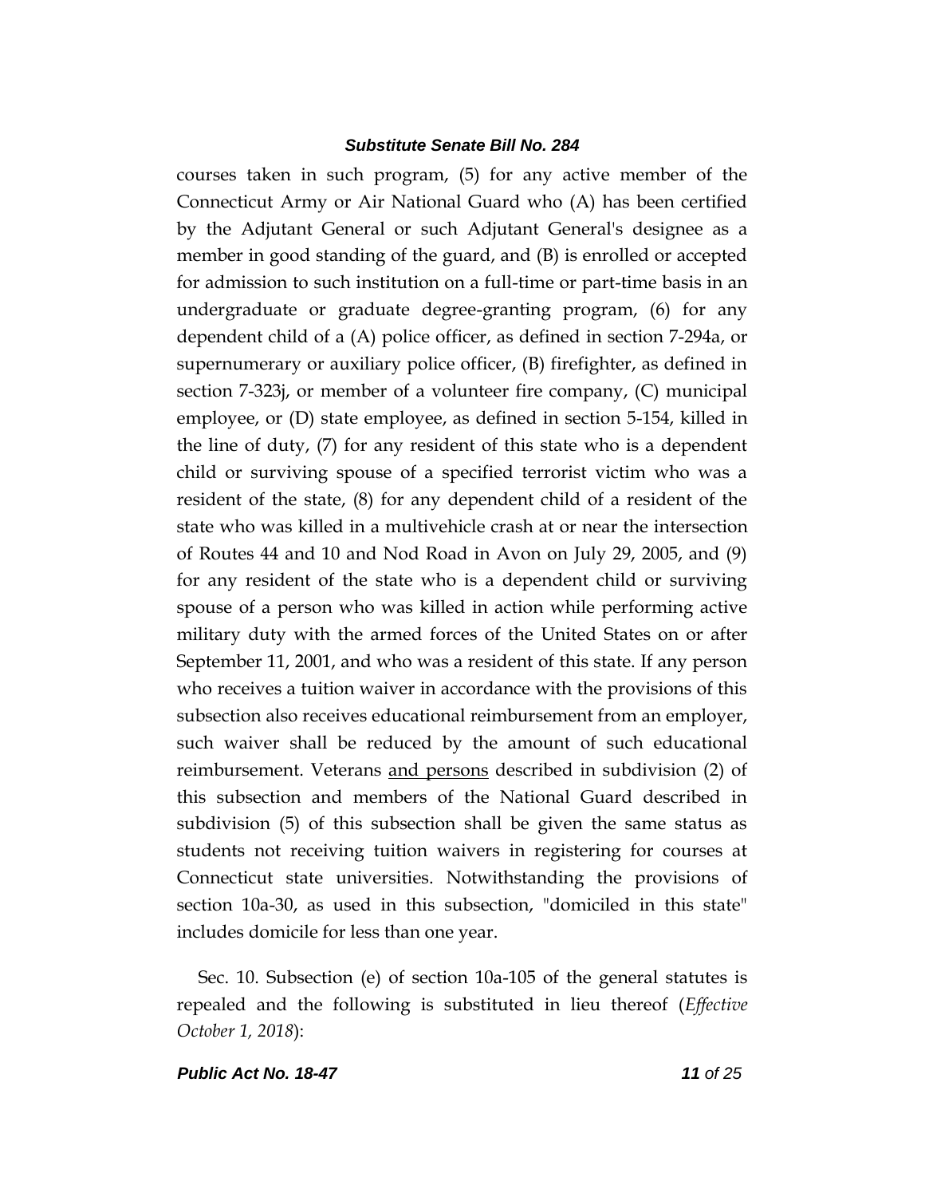courses taken in such program, (5) for any active member of the Connecticut Army or Air National Guard who (A) has been certified by the Adjutant General or such Adjutant General's designee as a member in good standing of the guard, and (B) is enrolled or accepted for admission to such institution on a full-time or part-time basis in an undergraduate or graduate degree-granting program, (6) for any dependent child of a (A) police officer, as defined in section 7-294a, or supernumerary or auxiliary police officer, (B) firefighter, as defined in section 7-323j, or member of a volunteer fire company, (C) municipal employee, or (D) state employee, as defined in section 5-154, killed in the line of duty, (7) for any resident of this state who is a dependent child or surviving spouse of a specified terrorist victim who was a resident of the state, (8) for any dependent child of a resident of the state who was killed in a multivehicle crash at or near the intersection of Routes 44 and 10 and Nod Road in Avon on July 29, 2005, and (9) for any resident of the state who is a dependent child or surviving spouse of a person who was killed in action while performing active military duty with the armed forces of the United States on or after September 11, 2001, and who was a resident of this state. If any person who receives a tuition waiver in accordance with the provisions of this subsection also receives educational reimbursement from an employer, such waiver shall be reduced by the amount of such educational reimbursement. Veterans <u>and persons</u> described in subdivision (2) of this subsection and members of the National Guard described in subdivision (5) of this subsection shall be given the same status as students not receiving tuition waivers in registering for courses at Connecticut state universities. Notwithstanding the provisions of section 10a-30, as used in this subsection, "domiciled in this state" includes domicile for less than one year.

Sec. 10. Subsection (e) of section 10a-105 of the general statutes is repealed and the following is substituted in lieu thereof (*Effective October 1, 2018*):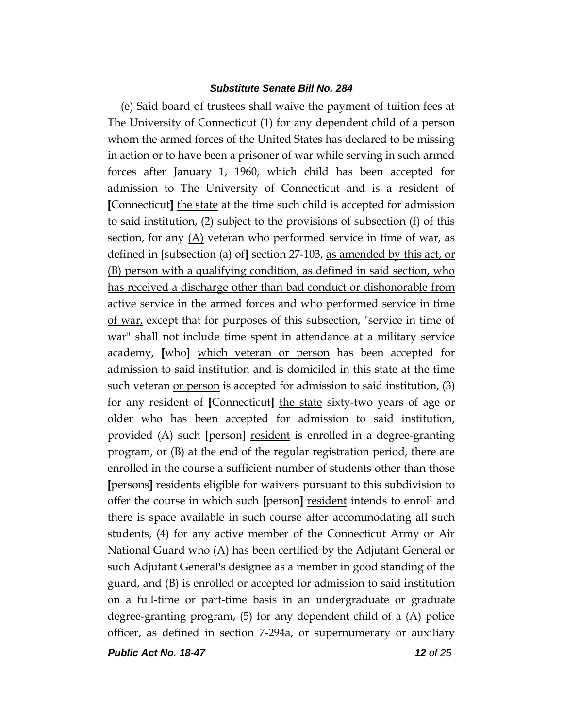(e) Said board of trustees shall waive the payment of tuition fees at The University of Connecticut (1) for any dependent child of a person whom the armed forces of the United States has declared to be missing in action or to have been a prisoner of war while serving in such armed forces after January 1, 1960, which child has been accepted for admission to The University of Connecticut and is a resident of [Connecticut] <u>the state</u> at the time such child is accepted for admission to said institution, (2) subject to the provisions of subsection (f) of this section, for any <u>(A)</u> veteran who performed service in time of war, as defined in [subsection (a) of] section 27-103, <u>as amended by this act, or (B) person with a qualifying condition, as defined in said section, who has received a discharge other than bad conduct or dishonorable from active service in the armed forces and who performed service in time of war,</u> except that for purposes of this subsection, "service in time of war" shall not include time spent in attendance at a military service academy, [who] <u>which veteran or person</u> has been accepted for admission to said institution and is domiciled in this state at the time such veteran <u>or person</u> is accepted for admission to said institution, (3) for any resident of [Connecticut] <u>the state</u> sixty-two years of age or older who has been accepted for admission to said institution, provided (A) such [person] <u>resident</u> is enrolled in a degree-granting program, or (B) at the end of the regular registration period, there are enrolled in the course a sufficient number of students other than those [persons] <u>residents</u> eligible for waivers pursuant to this subdivision to offer the course in which such [person] <u>resident</u> intends to enroll and there is space available in such course after accommodating all such students, (4) for any active member of the Connecticut Army or Air National Guard who (A) has been certified by the Adjutant General or such Adjutant General's designee as a member in good standing of the guard, and (B) is enrolled or accepted for admission to said institution on a full-time or part-time basis in an undergraduate or graduate degree-granting program, (5) for any dependent child of a (A) police officer, as defined in section 7-294a, or supernumerary or auxiliary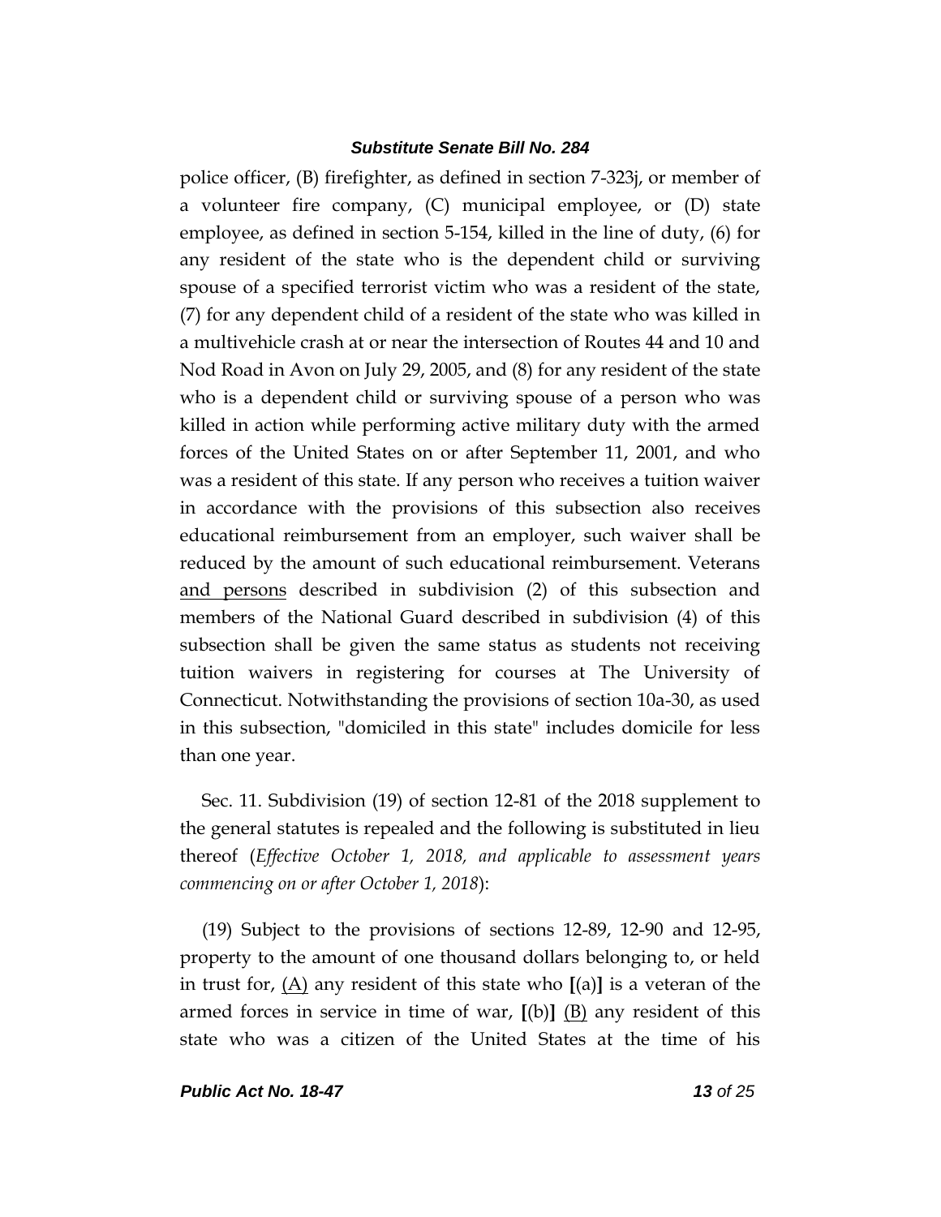police officer, (B) firefighter, as defined in section 7-323j, or member of a volunteer fire company, (C) municipal employee, or (D) state employee, as defined in section 5-154, killed in the line of duty, (6) for any resident of the state who is the dependent child or surviving spouse of a specified terrorist victim who was a resident of the state, (7) for any dependent child of a resident of the state who was killed in a multivehicle crash at or near the intersection of Routes 44 and 10 and Nod Road in Avon on July 29, 2005, and (8) for any resident of the state who is a dependent child or surviving spouse of a person who was killed in action while performing active military duty with the armed forces of the United States on or after September 11, 2001, and who was a resident of this state. If any person who receives a tuition waiver in accordance with the provisions of this subsection also receives educational reimbursement from an employer, such waiver shall be reduced by the amount of such educational reimbursement. Veterans <u>and persons</u> described in subdivision (2) of this subsection and members of the National Guard described in subdivision (4) of this subsection shall be given the same status as students not receiving tuition waivers in registering for courses at The University of Connecticut. Notwithstanding the provisions of section 10a-30, as used in this subsection, "domiciled in this state" includes domicile for less than one year.

Sec. 11. Subdivision (19) of section 12-81 of the 2018 supplement to the general statutes is repealed and the following is substituted in lieu thereof (*Effective October 1, 2018, and applicable to assessment years commencing on or after October 1, 2018*):

(19) Subject to the provisions of sections 12-89, 12-90 and 12-95, property to the amount of one thousand dollars belonging to, or held in trust for, <u>(A)</u> any resident of this state who **[**(a)**]** is a veteran of the armed forces in service in time of war, **[**(b)**]** <u>(B)</u> any resident of this state who was a citizen of the United States at the time of his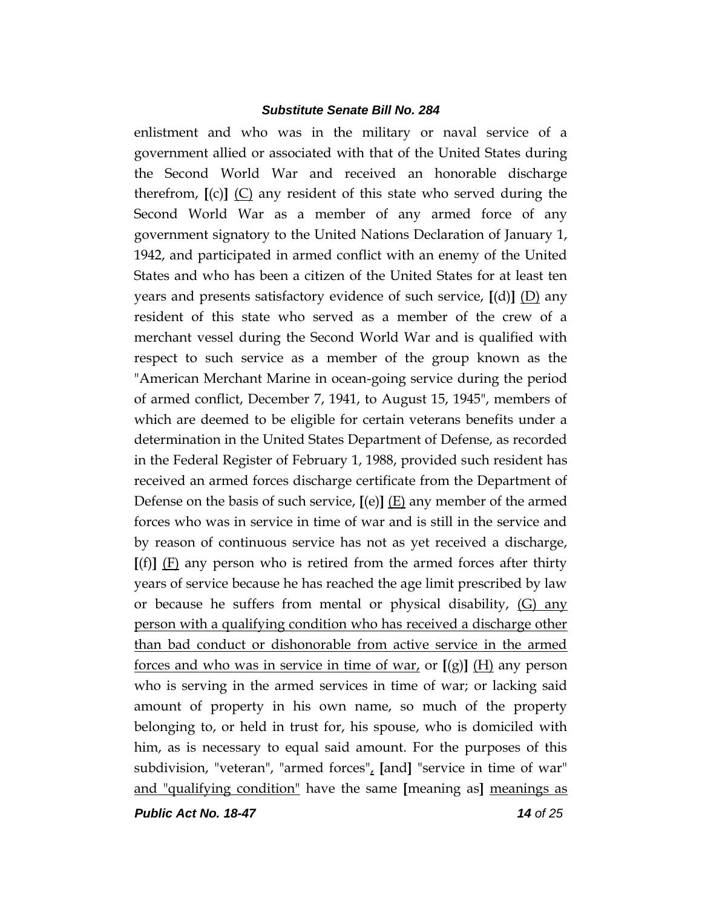enlistment and who was in the military or naval service of a government allied or associated with that of the United States during the Second World War and received an honorable discharge therefrom, **[**(c)**]** <u>(C)</u> any resident of this state who served during the Second World War as a member of any armed force of any government signatory to the United Nations Declaration of January 1, 1942, and participated in armed conflict with an enemy of the United States and who has been a citizen of the United States for at least ten years and presents satisfactory evidence of such service, **[**(d)**]** <u>(D)</u> any resident of this state who served as a member of the crew of a merchant vessel during the Second World War and is qualified with respect to such service as a member of the group known as the "American Merchant Marine in ocean-going service during the period of armed conflict, December 7, 1941, to August 15, 1945", members of which are deemed to be eligible for certain veterans benefits under a determination in the United States Department of Defense, as recorded in the Federal Register of February 1, 1988, provided such resident has received an armed forces discharge certificate from the Department of Defense on the basis of such service, **[**(e)**]** <u>(E)</u> any member of the armed forces who was in service in time of war and is still in the service and by reason of continuous service has not as yet received a discharge, **[**(f)**]** <u>(F)</u> any person who is retired from the armed forces after thirty years of service because he has reached the age limit prescribed by law or because he suffers from mental or physical disability, <u>(G) any person with a qualifying condition who has received a discharge other than bad conduct or dishonorable from active service in the armed forces and who was in service in time of war,</u> or **[**(g)**]** <u>(H)</u> any person who is serving in the armed services in time of war; or lacking said amount of property in his own name, so much of the property belonging to, or held in trust for, his spouse, who is domiciled with him, as is necessary to equal said amount. For the purposes of this subdivision, "veteran", "armed forces"<u>,</u> **[**and**]** "service in time of war" <u>and "qualifying condition"</u> have the same **[**meaning as**]** <u>meanings as</u>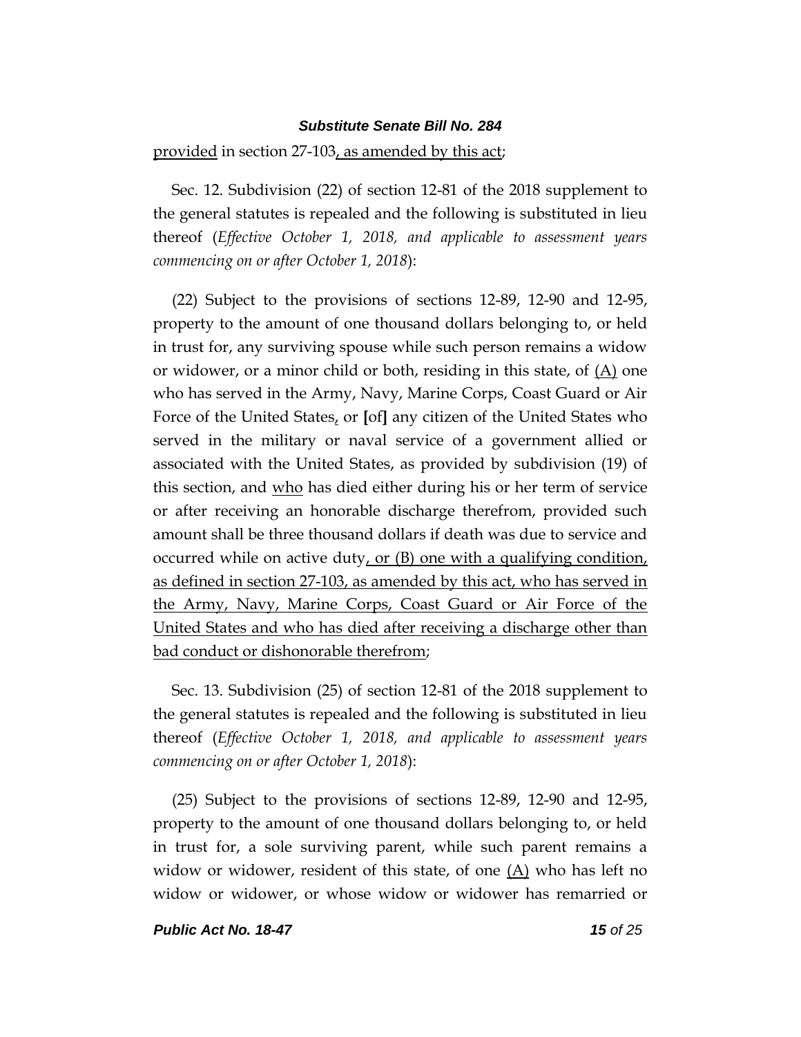provided in section 27-103, as amended by this act;

Sec. 12. Subdivision (22) of section 12-81 of the 2018 supplement to the general statutes is repealed and the following is substituted in lieu thereof (*Effective October 1, 2018, and applicable to assessment years commencing on or after October 1, 2018*):

(22) Subject to the provisions of sections 12-89, 12-90 and 12-95, property to the amount of one thousand dollars belonging to, or held in trust for, any surviving spouse while such person remains a widow or widower, or a minor child or both, residing in this state, of (A) one who has served in the Army, Navy, Marine Corps, Coast Guard or Air Force of the United States, or [of] any citizen of the United States who served in the military or naval service of a government allied or associated with the United States, as provided by subdivision (19) of this section, and who has died either during his or her term of service or after receiving an honorable discharge therefrom, provided such amount shall be three thousand dollars if death was due to service and occurred while on active duty, or (B) one with a qualifying condition, as defined in section 27-103, as amended by this act, who has served in the Army, Navy, Marine Corps, Coast Guard or Air Force of the United States and who has died after receiving a discharge other than bad conduct or dishonorable therefrom;

Sec. 13. Subdivision (25) of section 12-81 of the 2018 supplement to the general statutes is repealed and the following is substituted in lieu thereof (*Effective October 1, 2018, and applicable to assessment years commencing on or after October 1, 2018*):

(25) Subject to the provisions of sections 12-89, 12-90 and 12-95, property to the amount of one thousand dollars belonging to, or held in trust for, a sole surviving parent, while such parent remains a widow or widower, resident of this state, of one (A) who has left no widow or widower, or whose widow or widower has remarried or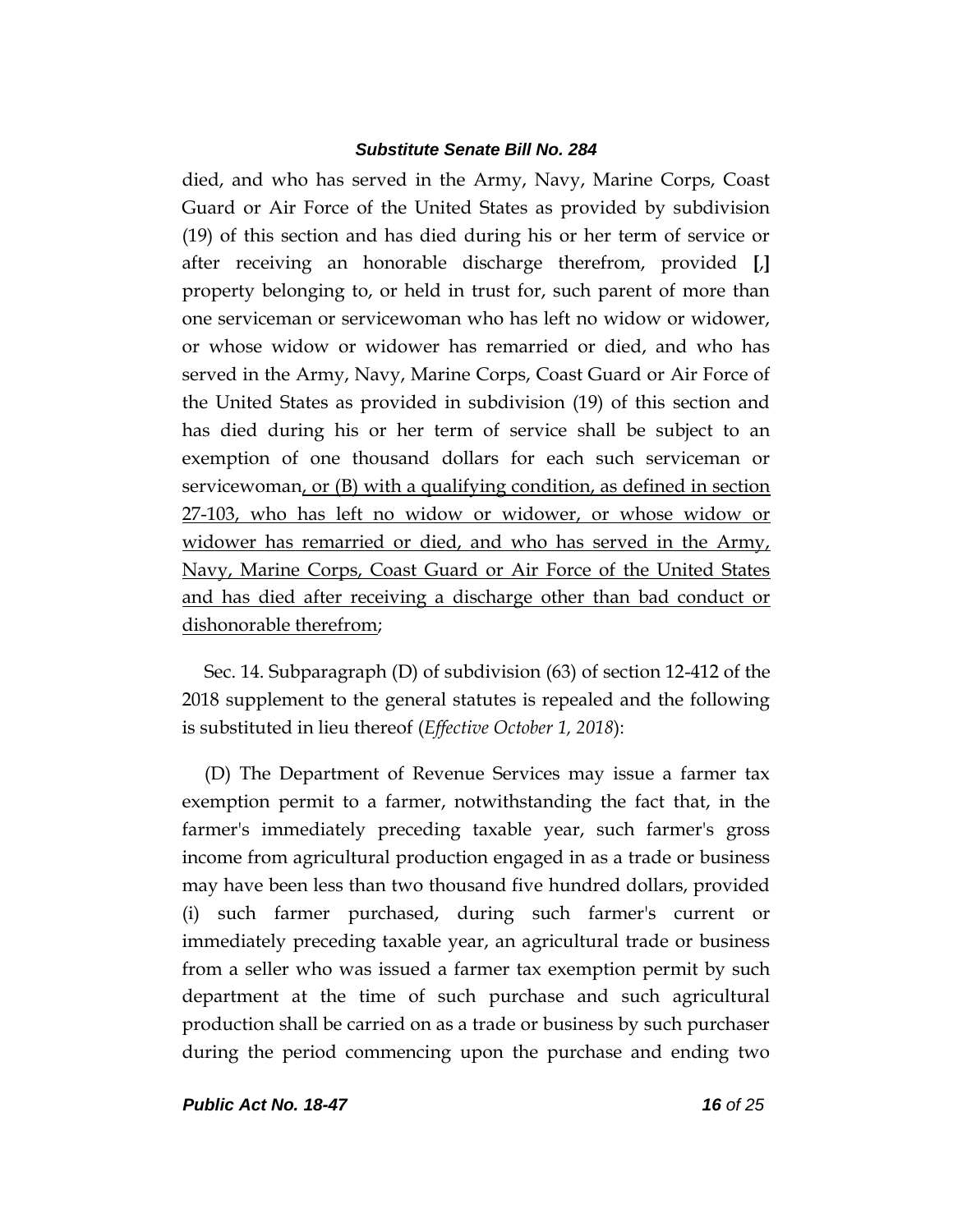died, and who has served in the Army, Navy, Marine Corps, Coast Guard or Air Force of the United States as provided by subdivision (19) of this section and has died during his or her term of service or after receiving an honorable discharge therefrom, provided **[**,**]** property belonging to, or held in trust for, such parent of more than one serviceman or servicewoman who has left no widow or widower, or whose widow or widower has remarried or died, and who has served in the Army, Navy, Marine Corps, Coast Guard or Air Force of the United States as provided in subdivision (19) of this section and has died during his or her term of service shall be subject to an exemption of one thousand dollars for each such serviceman or servicewoman<u>, or (B) with a qualifying condition, as defined in section 27-103, who has left no widow or widower, or whose widow or widower has remarried or died, and who has served in the Army, Navy, Marine Corps, Coast Guard or Air Force of the United States and has died after receiving a discharge other than bad conduct or dishonorable therefrom</u>;

Sec. 14. Subparagraph (D) of subdivision (63) of section 12-412 of the 2018 supplement to the general statutes is repealed and the following is substituted in lieu thereof (*Effective October 1, 2018*):

(D) The Department of Revenue Services may issue a farmer tax exemption permit to a farmer, notwithstanding the fact that, in the farmer's immediately preceding taxable year, such farmer's gross income from agricultural production engaged in as a trade or business may have been less than two thousand five hundred dollars, provided (i) such farmer purchased, during such farmer's current or immediately preceding taxable year, an agricultural trade or business from a seller who was issued a farmer tax exemption permit by such department at the time of such purchase and such agricultural production shall be carried on as a trade or business by such purchaser during the period commencing upon the purchase and ending two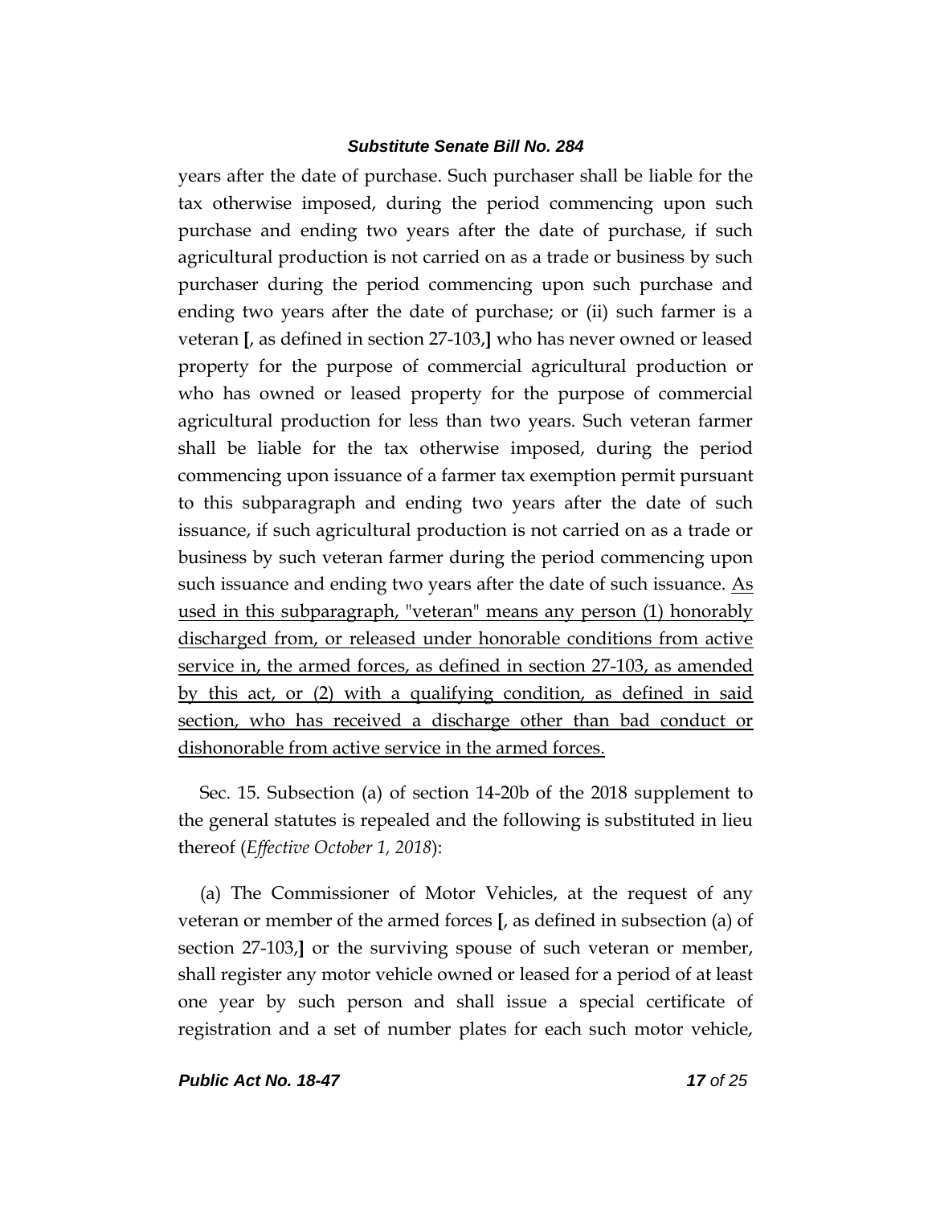years after the date of purchase. Such purchaser shall be liable for the tax otherwise imposed, during the period commencing upon such purchase and ending two years after the date of purchase, if such agricultural production is not carried on as a trade or business by such purchaser during the period commencing upon such purchase and ending two years after the date of purchase; or (ii) such farmer is a veteran [, as defined in section 27-103,] who has never owned or leased property for the purpose of commercial agricultural production or who has owned or leased property for the purpose of commercial agricultural production for less than two years. Such veteran farmer shall be liable for the tax otherwise imposed, during the period commencing upon issuance of a farmer tax exemption permit pursuant to this subparagraph and ending two years after the date of such issuance, if such agricultural production is not carried on as a trade or business by such veteran farmer during the period commencing upon such issuance and ending two years after the date of such issuance. <u>As used in this subparagraph, "veteran" means any person (1) honorably discharged from, or released under honorable conditions from active service in, the armed forces, as defined in section 27-103, as amended by this act, or (2) with a qualifying condition, as defined in said section, who has received a discharge other than bad conduct or dishonorable from active service in the armed forces.</u>

Sec. 15. Subsection (a) of section 14-20b of the 2018 supplement to the general statutes is repealed and the following is substituted in lieu thereof (*Effective October 1, 2018*):

(a) The Commissioner of Motor Vehicles, at the request of any veteran or member of the armed forces [, as defined in subsection (a) of section 27-103,] or the surviving spouse of such veteran or member, shall register any motor vehicle owned or leased for a period of at least one year by such person and shall issue a special certificate of registration and a set of number plates for each such motor vehicle,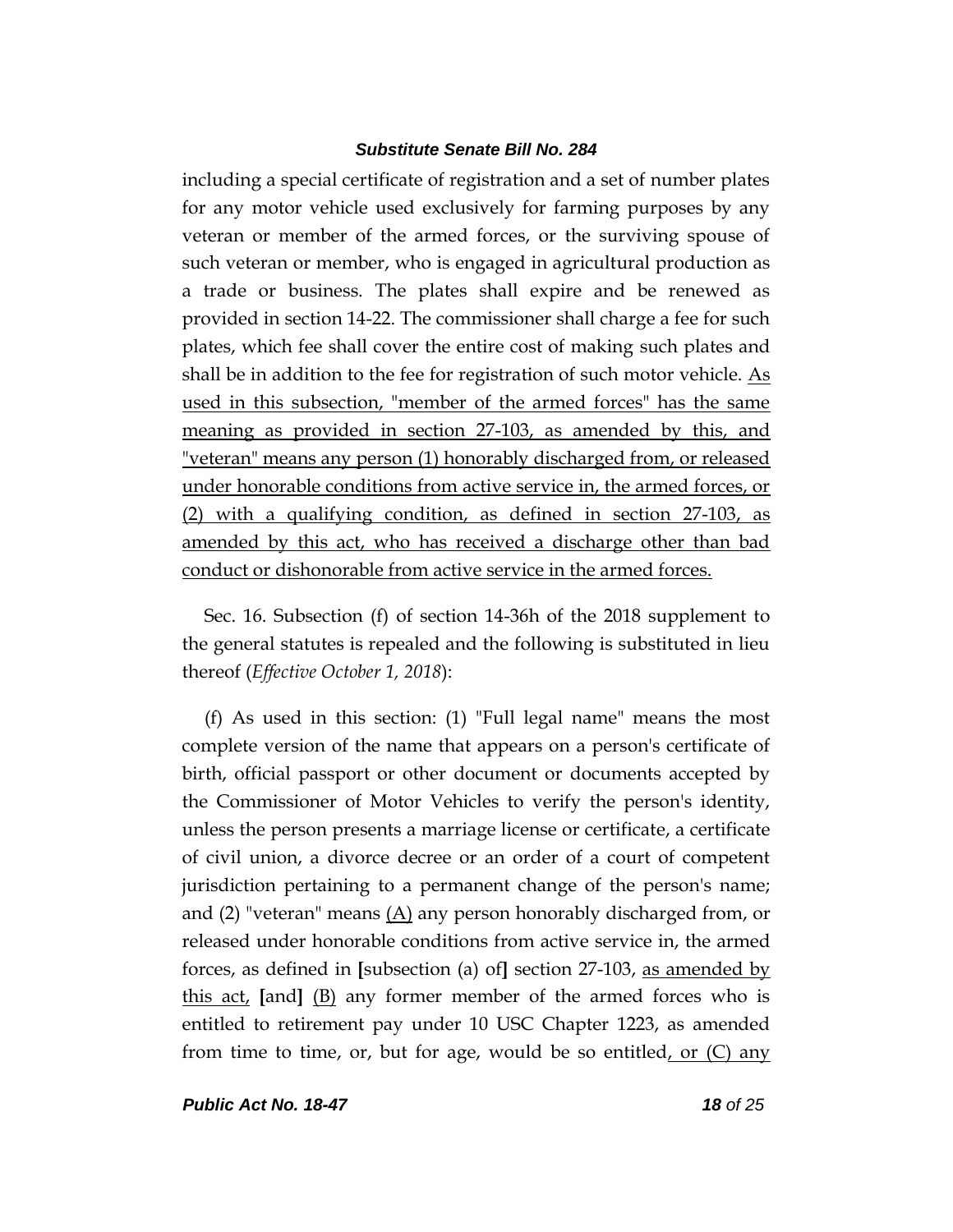including a special certificate of registration and a set of number plates for any motor vehicle used exclusively for farming purposes by any veteran or member of the armed forces, or the surviving spouse of such veteran or member, who is engaged in agricultural production as a trade or business. The plates shall expire and be renewed as provided in section 14-22. The commissioner shall charge a fee for such plates, which fee shall cover the entire cost of making such plates and shall be in addition to the fee for registration of such motor vehicle. <u>As used in this subsection, "member of the armed forces" has the same meaning as provided in section 27-103, as amended by this, and "veteran" means any person (1) honorably discharged from, or released under honorable conditions from active service in, the armed forces, or (2) with a qualifying condition, as defined in section 27-103, as amended by this act, who has received a discharge other than bad conduct or dishonorable from active service in the armed forces.</u>

Sec. 16. Subsection (f) of section 14-36h of the 2018 supplement to the general statutes is repealed and the following is substituted in lieu thereof (*Effective October 1, 2018*):

(f) As used in this section: (1) "Full legal name" means the most complete version of the name that appears on a person's certificate of birth, official passport or other document or documents accepted by the Commissioner of Motor Vehicles to verify the person's identity, unless the person presents a marriage license or certificate, a certificate of civil union, a divorce decree or an order of a court of competent jurisdiction pertaining to a permanent change of the person's name; and (2) "veteran" means <u>(A)</u> any person honorably discharged from, or released under honorable conditions from active service in, the armed forces, as defined in **[**subsection (a) of**]** section 27-103, <u>as amended by this act,</u> **[**and**]** <u>(B)</u> any former member of the armed forces who is entitled to retirement pay under 10 USC Chapter 1223, as amended from time to time, or, but for age, would be so entitled<u>, or (C) any</u>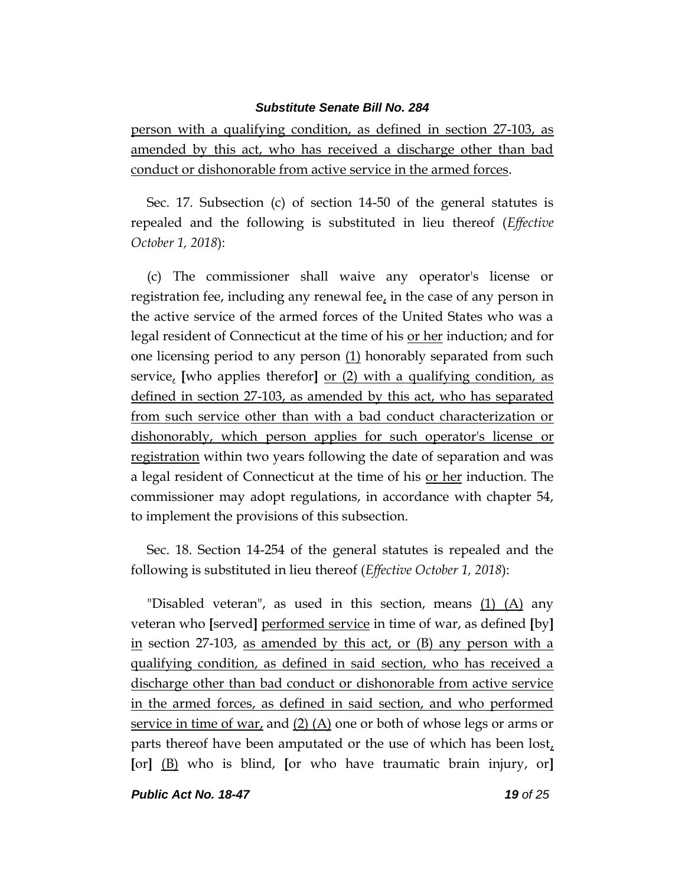person with a qualifying condition, as defined in section 27-103, as amended by this act, who has received a discharge other than bad conduct or dishonorable from active service in the armed forces.

Sec. 17. Subsection (c) of section 14-50 of the general statutes is repealed and the following is substituted in lieu thereof (*Effective October 1, 2018*):

(c) The commissioner shall waive any operator's license or registration fee, including any renewal fee, in the case of any person in the active service of the armed forces of the United States who was a legal resident of Connecticut at the time of his or her induction; and for one licensing period to any person (1) honorably separated from such service, [who applies therefor] or (2) with a qualifying condition, as defined in section 27-103, as amended by this act, who has separated from such service other than with a bad conduct characterization or dishonorably, which person applies for such operator's license or registration within two years following the date of separation and was a legal resident of Connecticut at the time of his or her induction. The commissioner may adopt regulations, in accordance with chapter 54, to implement the provisions of this subsection.

Sec. 18. Section 14-254 of the general statutes is repealed and the following is substituted in lieu thereof (*Effective October 1, 2018*):

"Disabled veteran", as used in this section, means (1) (A) any veteran who [served] performed service in time of war, as defined [by] in section 27-103, as amended by this act, or (B) any person with a qualifying condition, as defined in said section, who has received a discharge other than bad conduct or dishonorable from active service in the armed forces, as defined in said section, and who performed service in time of war, and (2) (A) one or both of whose legs or arms or parts thereof have been amputated or the use of which has been lost, [or] (B) who is blind, [or who have traumatic brain injury, or]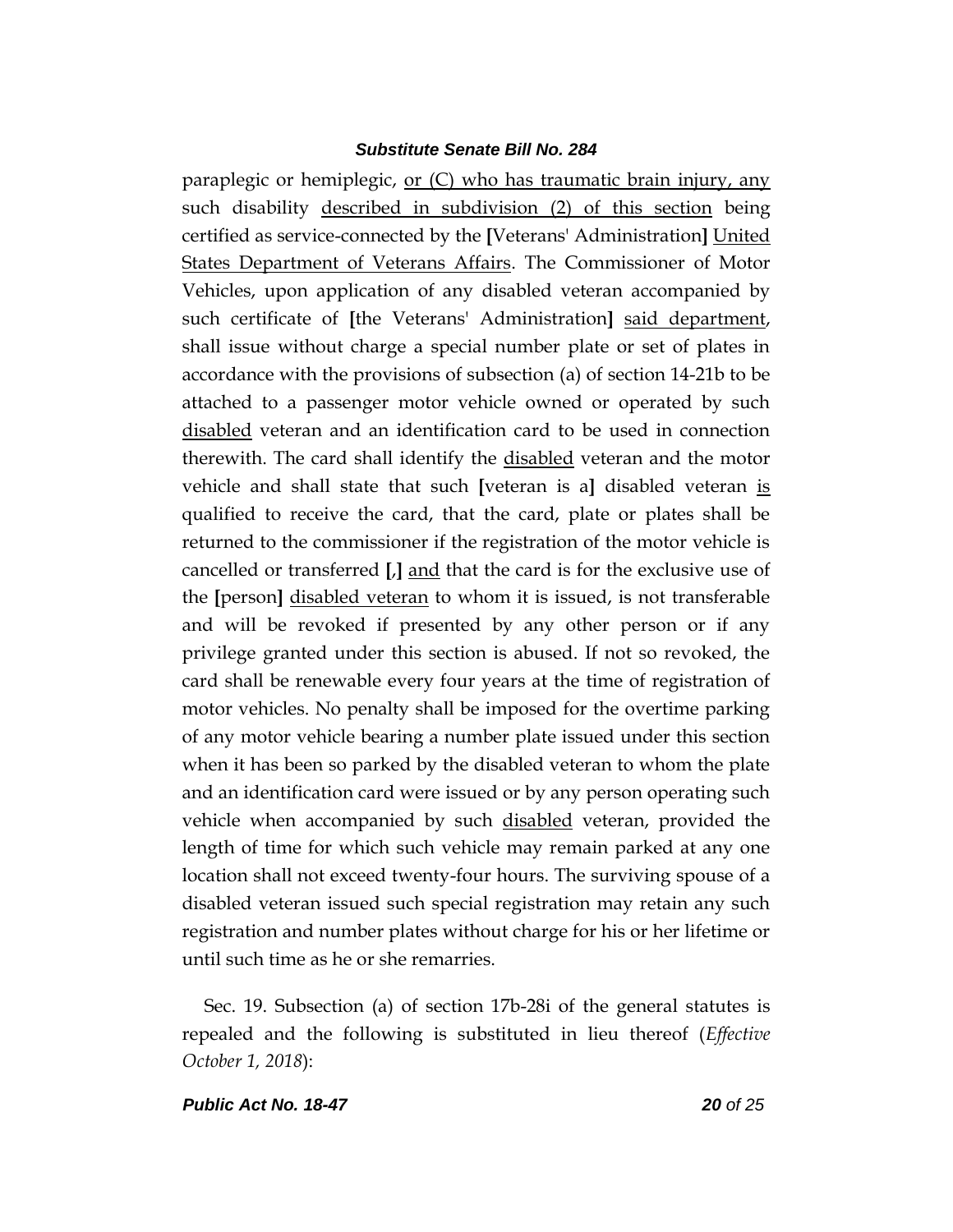paraplegic or hemiplegic, <u>or (C) who has traumatic brain injury, any</u> such disability <u>described in subdivision (2) of this section</u> being certified as service-connected by the **[**Veterans' Administration**]** <u>United States Department of Veterans Affairs</u>. The Commissioner of Motor Vehicles, upon application of any disabled veteran accompanied by such certificate of **[**the Veterans' Administration**]** <u>said department</u>, shall issue without charge a special number plate or set of plates in accordance with the provisions of subsection (a) of section 14-21b to be attached to a passenger motor vehicle owned or operated by such <u>disabled</u> veteran and an identification card to be used in connection therewith. The card shall identify the <u>disabled</u> veteran and the motor vehicle and shall state that such **[**veteran is a**]** disabled veteran <u>is</u> qualified to receive the card, that the card, plate or plates shall be returned to the commissioner if the registration of the motor vehicle is cancelled or transferred **[**,**]** <u>and</u> that the card is for the exclusive use of the **[**person**]** <u>disabled veteran</u> to whom it is issued, is not transferable and will be revoked if presented by any other person or if any privilege granted under this section is abused. If not so revoked, the card shall be renewable every four years at the time of registration of motor vehicles. No penalty shall be imposed for the overtime parking of any motor vehicle bearing a number plate issued under this section when it has been so parked by the disabled veteran to whom the plate and an identification card were issued or by any person operating such vehicle when accompanied by such <u>disabled</u> veteran, provided the length of time for which such vehicle may remain parked at any one location shall not exceed twenty-four hours. The surviving spouse of a disabled veteran issued such special registration may retain any such registration and number plates without charge for his or her lifetime or until such time as he or she remarries.

Sec. 19. Subsection (a) of section 17b-28i of the general statutes is repealed and the following is substituted in lieu thereof (*Effective October 1, 2018*):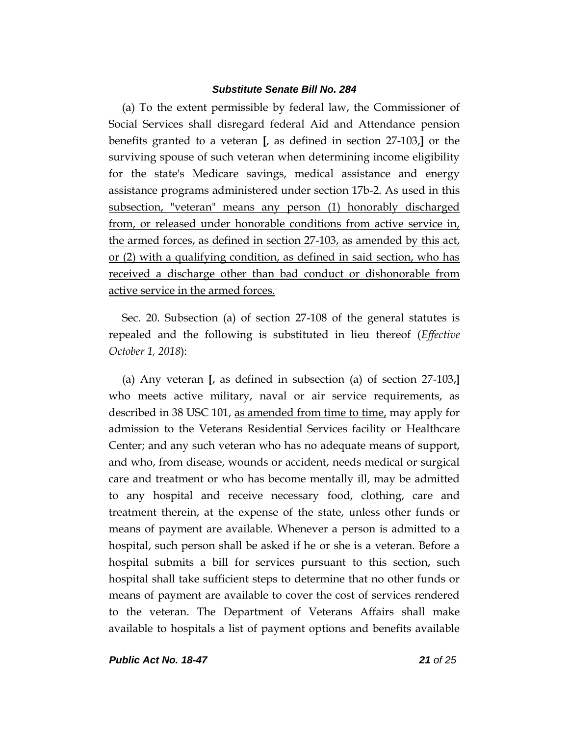(a) To the extent permissible by federal law, the Commissioner of Social Services shall disregard federal Aid and Attendance pension benefits granted to a veteran **[**, as defined in section 27-103,**]** or the surviving spouse of such veteran when determining income eligibility for the state's Medicare savings, medical assistance and energy assistance programs administered under section 17b-2. <u>As used in this subsection, "veteran" means any person (1) honorably discharged from, or released under honorable conditions from active service in, the armed forces, as defined in section 27-103, as amended by this act, or (2) with a qualifying condition, as defined in said section, who has received a discharge other than bad conduct or dishonorable from active service in the armed forces.</u>

Sec. 20. Subsection (a) of section 27-108 of the general statutes is repealed and the following is substituted in lieu thereof (*Effective October 1, 2018*):

(a) Any veteran **[**, as defined in subsection (a) of section 27-103,**]** who meets active military, naval or air service requirements, as described in 38 USC 101, <u>as amended from time to time,</u> may apply for admission to the Veterans Residential Services facility or Healthcare Center; and any such veteran who has no adequate means of support, and who, from disease, wounds or accident, needs medical or surgical care and treatment or who has become mentally ill, may be admitted to any hospital and receive necessary food, clothing, care and treatment therein, at the expense of the state, unless other funds or means of payment are available. Whenever a person is admitted to a hospital, such person shall be asked if he or she is a veteran. Before a hospital submits a bill for services pursuant to this section, such hospital shall take sufficient steps to determine that no other funds or means of payment are available to cover the cost of services rendered to the veteran. The Department of Veterans Affairs shall make available to hospitals a list of payment options and benefits available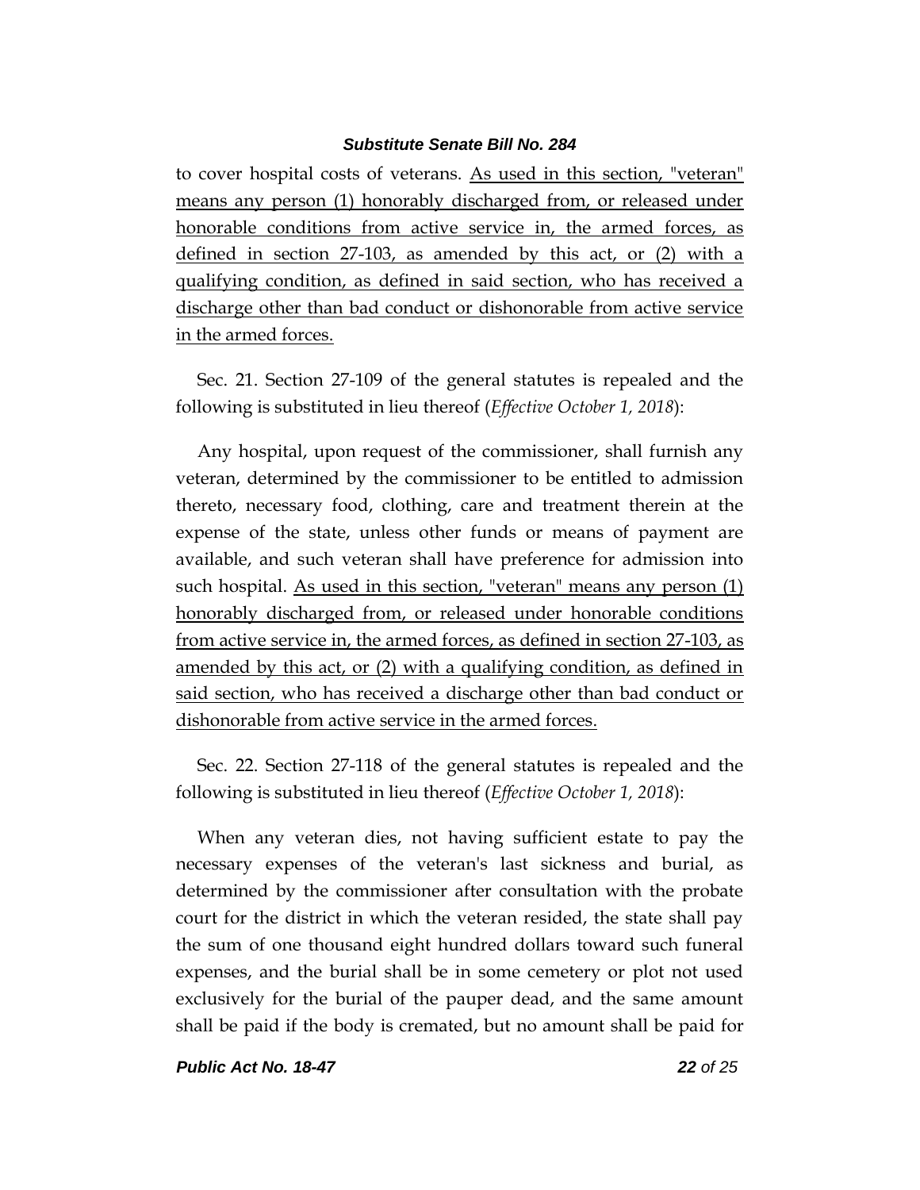to cover hospital costs of veterans. As used in this section, "veteran" means any person (1) honorably discharged from, or released under honorable conditions from active service in, the armed forces, as defined in section 27-103, as amended by this act, or (2) with a qualifying condition, as defined in said section, who has received a discharge other than bad conduct or dishonorable from active service in the armed forces.

Sec. 21. Section 27-109 of the general statutes is repealed and the following is substituted in lieu thereof (*Effective October 1, 2018*):

Any hospital, upon request of the commissioner, shall furnish any veteran, determined by the commissioner to be entitled to admission thereto, necessary food, clothing, care and treatment therein at the expense of the state, unless other funds or means of payment are available, and such veteran shall have preference for admission into such hospital. As used in this section, "veteran" means any person (1) honorably discharged from, or released under honorable conditions from active service in, the armed forces, as defined in section 27-103, as amended by this act, or (2) with a qualifying condition, as defined in said section, who has received a discharge other than bad conduct or dishonorable from active service in the armed forces.

Sec. 22. Section 27-118 of the general statutes is repealed and the following is substituted in lieu thereof (*Effective October 1, 2018*):

When any veteran dies, not having sufficient estate to pay the necessary expenses of the veteran's last sickness and burial, as determined by the commissioner after consultation with the probate court for the district in which the veteran resided, the state shall pay the sum of one thousand eight hundred dollars toward such funeral expenses, and the burial shall be in some cemetery or plot not used exclusively for the burial of the pauper dead, and the same amount shall be paid if the body is cremated, but no amount shall be paid for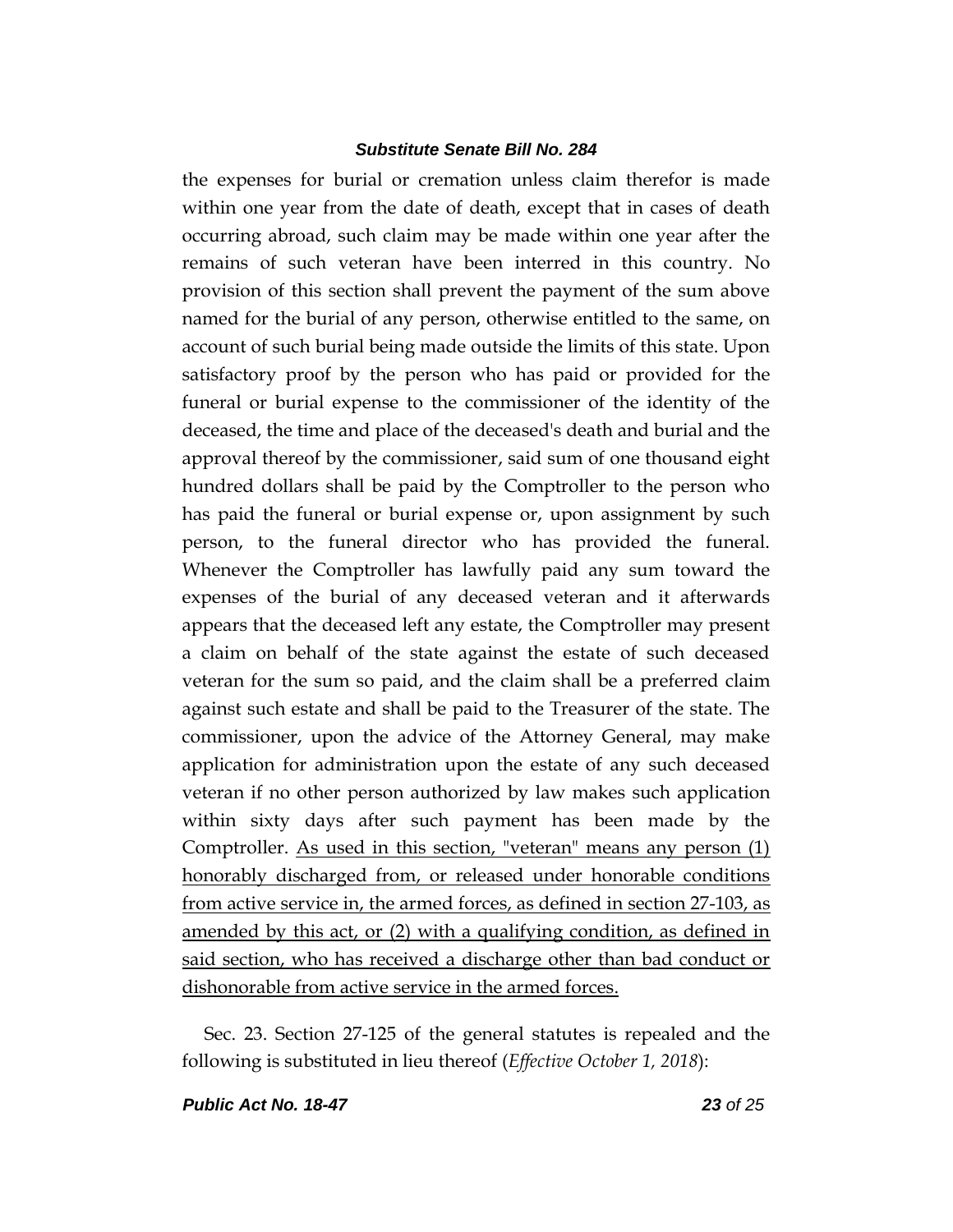the expenses for burial or cremation unless claim therefor is made within one year from the date of death, except that in cases of death occurring abroad, such claim may be made within one year after the remains of such veteran have been interred in this country. No provision of this section shall prevent the payment of the sum above named for the burial of any person, otherwise entitled to the same, on account of such burial being made outside the limits of this state. Upon satisfactory proof by the person who has paid or provided for the funeral or burial expense to the commissioner of the identity of the deceased, the time and place of the deceased's death and burial and the approval thereof by the commissioner, said sum of one thousand eight hundred dollars shall be paid by the Comptroller to the person who has paid the funeral or burial expense or, upon assignment by such person, to the funeral director who has provided the funeral. Whenever the Comptroller has lawfully paid any sum toward the expenses of the burial of any deceased veteran and it afterwards appears that the deceased left any estate, the Comptroller may present a claim on behalf of the state against the estate of such deceased veteran for the sum so paid, and the claim shall be a preferred claim against such estate and shall be paid to the Treasurer of the state. The commissioner, upon the advice of the Attorney General, may make application for administration upon the estate of any such deceased veteran if no other person authorized by law makes such application within sixty days after such payment has been made by the Comptroller. <u>As used in this section, "veteran" means any person (1) honorably discharged from, or released under honorable conditions from active service in, the armed forces, as defined in section 27-103, as amended by this act, or (2) with a qualifying condition, as defined in said section, who has received a discharge other than bad conduct or dishonorable from active service in the armed forces.</u>

Sec. 23. Section 27-125 of the general statutes is repealed and the following is substituted in lieu thereof (*Effective October 1, 2018*):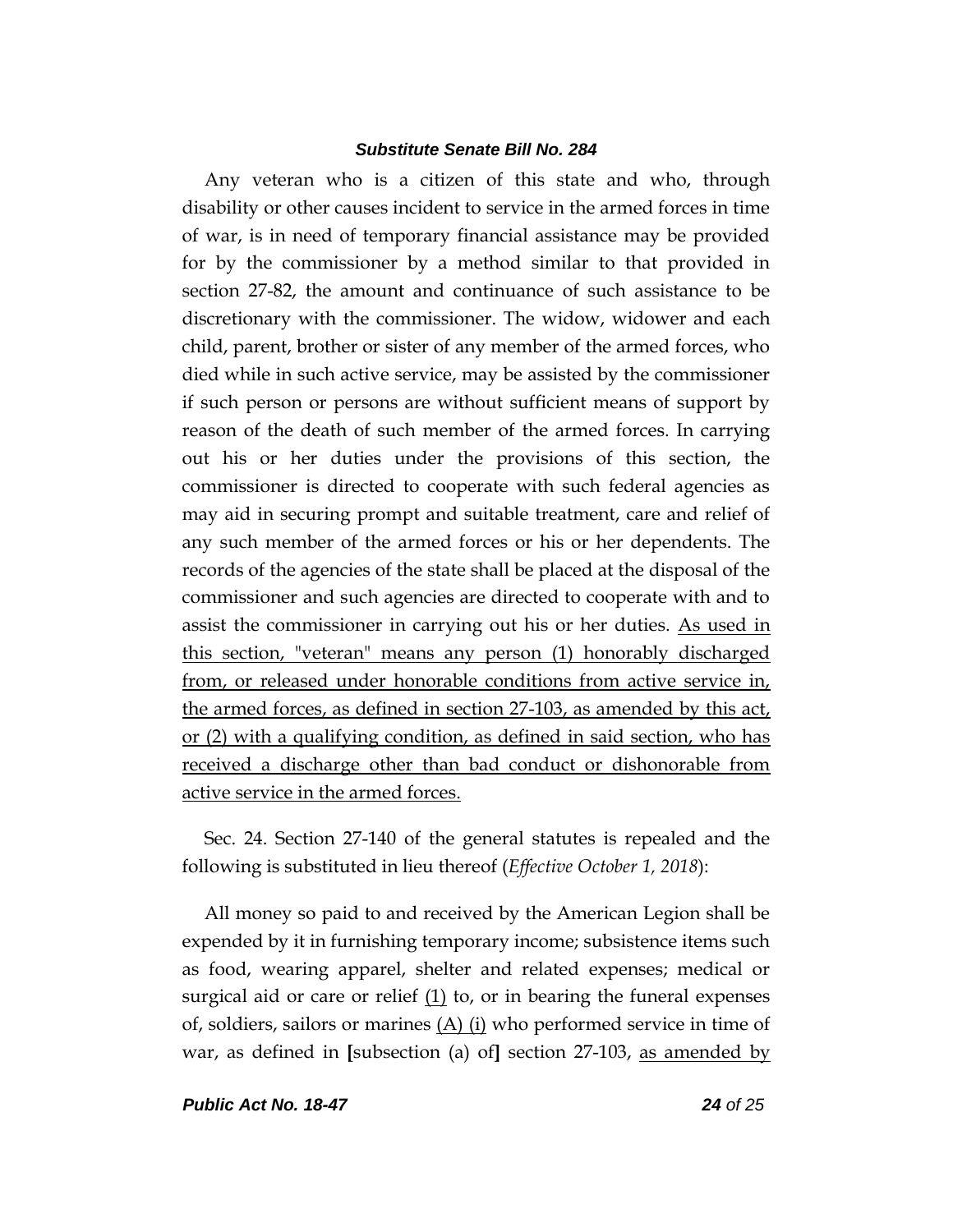Any veteran who is a citizen of this state and who, through disability or other causes incident to service in the armed forces in time of war, is in need of temporary financial assistance may be provided for by the commissioner by a method similar to that provided in section 27-82, the amount and continuance of such assistance to be discretionary with the commissioner. The widow, widower and each child, parent, brother or sister of any member of the armed forces, who died while in such active service, may be assisted by the commissioner if such person or persons are without sufficient means of support by reason of the death of such member of the armed forces. In carrying out his or her duties under the provisions of this section, the commissioner is directed to cooperate with such federal agencies as may aid in securing prompt and suitable treatment, care and relief of any such member of the armed forces or his or her dependents. The records of the agencies of the state shall be placed at the disposal of the commissioner and such agencies are directed to cooperate with and to assist the commissioner in carrying out his or her duties. <u>As used in this section, "veteran" means any person (1) honorably discharged from, or released under honorable conditions from active service in, the armed forces, as defined in section 27-103, as amended by this act, or (2) with a qualifying condition, as defined in said section, who has received a discharge other than bad conduct or dishonorable from active service in the armed forces.</u>

Sec. 24. Section 27-140 of the general statutes is repealed and the following is substituted in lieu thereof (*Effective October 1, 2018*):

All money so paid to and received by the American Legion shall be expended by it in furnishing temporary income; subsistence items such as food, wearing apparel, shelter and related expenses; medical or surgical aid or care or relief <u>(1)</u> to, or in bearing the funeral expenses of, soldiers, sailors or marines <u>(A) (i)</u> who performed service in time of war, as defined in **[**subsection (a) of**]** section 27-103, <u>as amended by</u>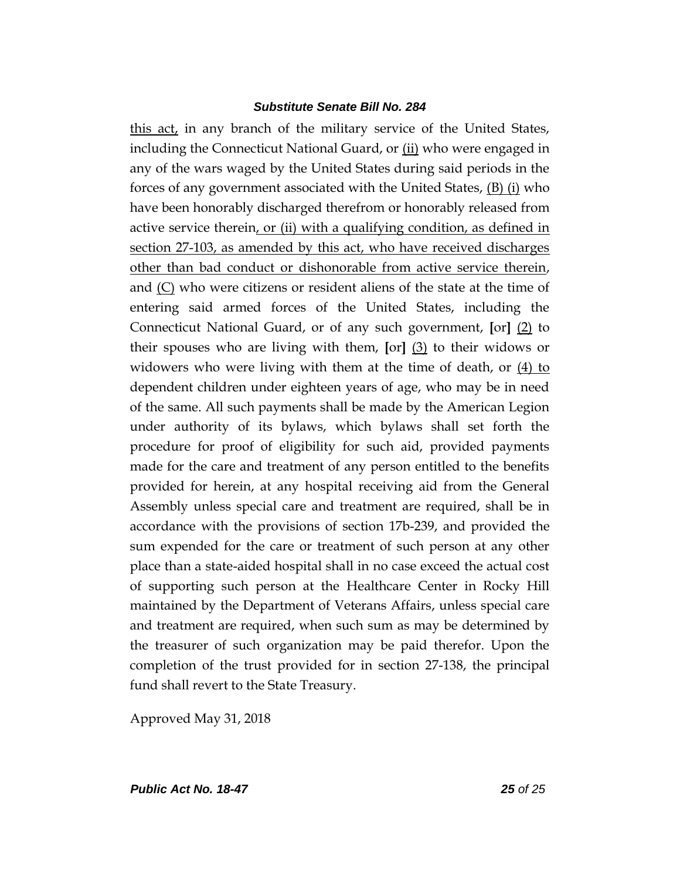this act, in any branch of the military service of the United States, including the Connecticut National Guard, or (ii) who were engaged in any of the wars waged by the United States during said periods in the forces of any government associated with the United States, (B) (i) who have been honorably discharged therefrom or honorably released from active service therein, or (ii) with a qualifying condition, as defined in section 27-103, as amended by this act, who have received discharges other than bad conduct or dishonorable from active service therein, and (C) who were citizens or resident aliens of the state at the time of entering said armed forces of the United States, including the Connecticut National Guard, or of any such government, **[**or**]** (2) to their spouses who are living with them, **[**or**]** (3) to their widows or widowers who were living with them at the time of death, or (4) to dependent children under eighteen years of age, who may be in need of the same. All such payments shall be made by the American Legion under authority of its bylaws, which bylaws shall set forth the procedure for proof of eligibility for such aid, provided payments made for the care and treatment of any person entitled to the benefits provided for herein, at any hospital receiving aid from the General Assembly unless special care and treatment are required, shall be in accordance with the provisions of section 17b-239, and provided the sum expended for the care or treatment of such person at any other place than a state-aided hospital shall in no case exceed the actual cost of supporting such person at the Healthcare Center in Rocky Hill maintained by the Department of Veterans Affairs, unless special care and treatment are required, when such sum as may be determined by the treasurer of such organization may be paid therefor. Upon the completion of the trust provided for in section 27-138, the principal fund shall revert to the State Treasury.

Approved May 31, 2018